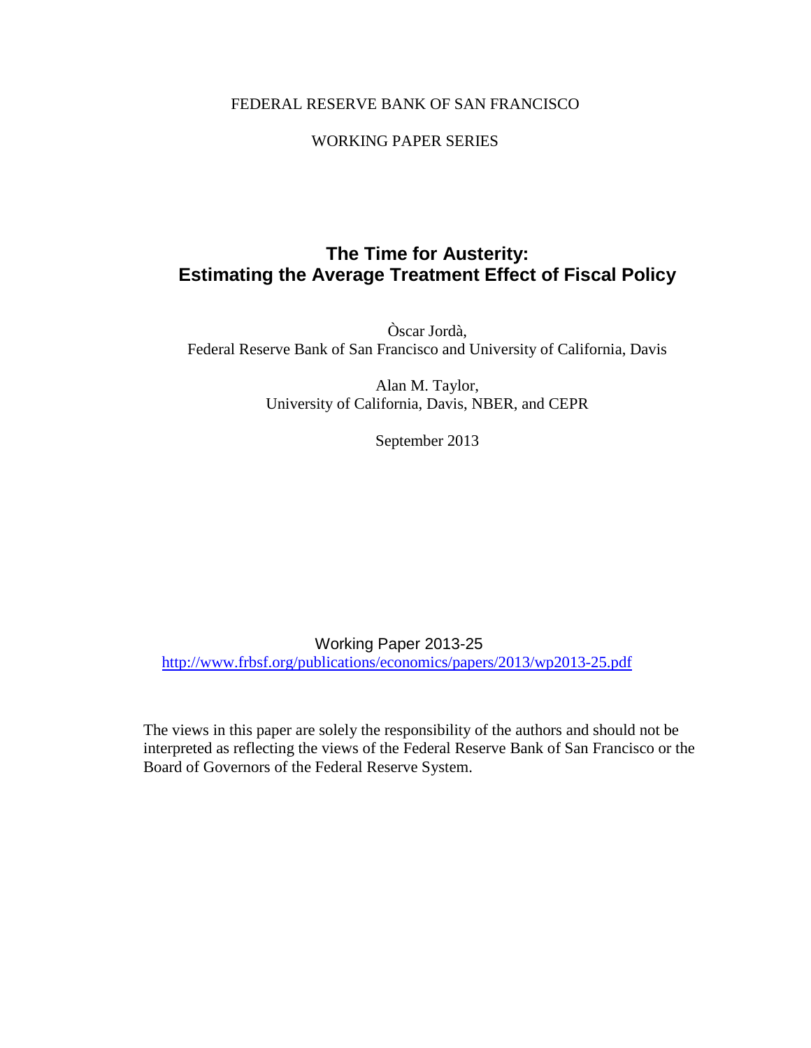FEDERAL RESERVE BANK OF SAN FRANCISCO

WORKING PAPER SERIES

# The Time for Austerity: Estimating the Average Treatment Effect of Fiscal Policy

Òscar Jordà,
Federal Reserve Bank of San Francisco and University of California, Davis

Alan M. Taylor,
University of California, Davis, NBER, and CEPR

September 2013

Working Paper 2013-25
http://www.frbsf.org/publications/economics/papers/2013/wp2013-25.pdf

The views in this paper are solely the responsibility of the authors and should not be interpreted as reflecting the views of the Federal Reserve Bank of San Francisco or the Board of Governors of the Federal Reserve System.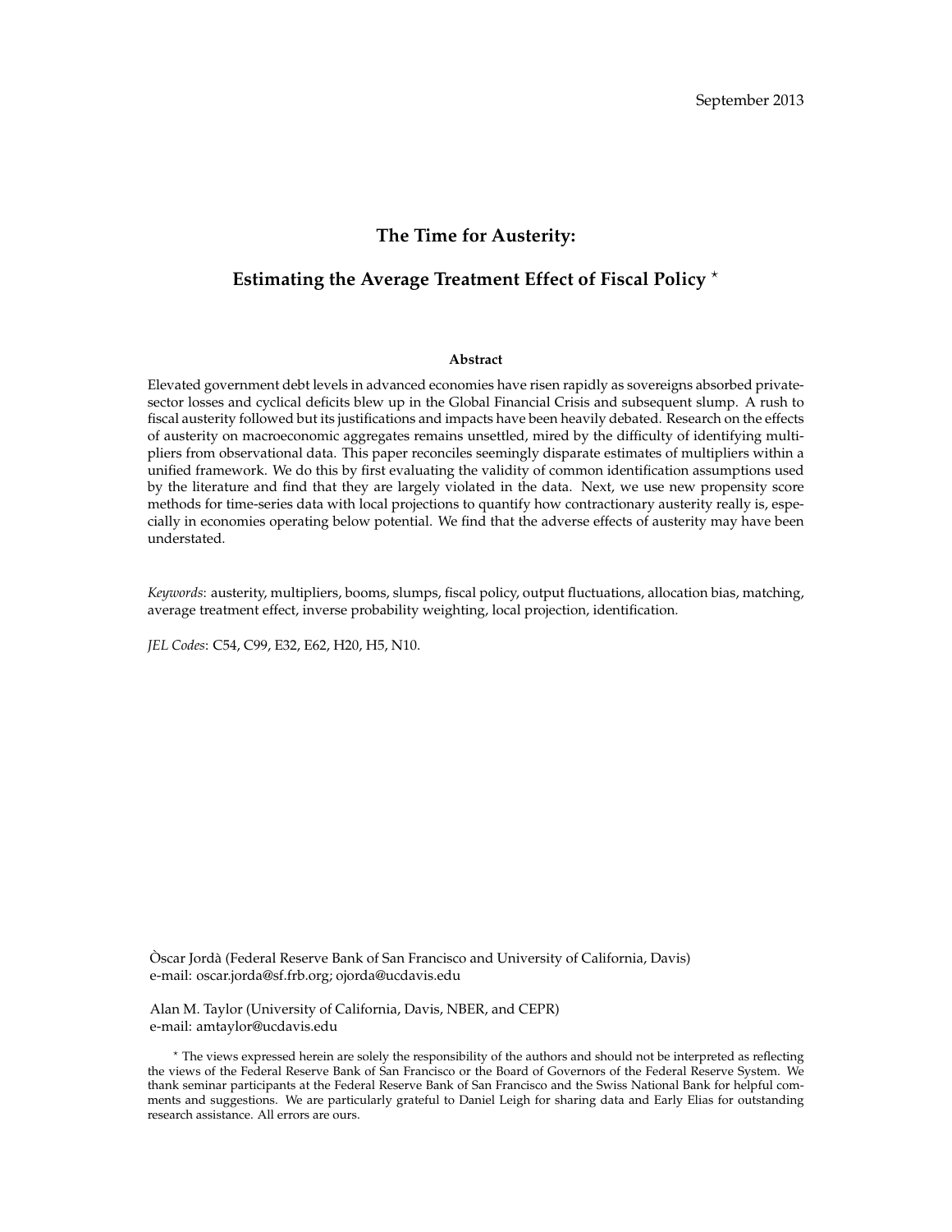September 2013

# The Time for Austerity:

# Estimating the Average Treatment Effect of Fiscal Policy *

### Abstract

Elevated government debt levels in advanced economies have risen rapidly as sovereigns absorbed private-sector losses and cyclical deficits blew up in the Global Financial Crisis and subsequent slump. A rush to fiscal austerity followed but its justifications and impacts have been heavily debated. Research on the effects of austerity on macroeconomic aggregates remains unsettled, mired by the difficulty of identifying multipliers from observational data. This paper reconciles seemingly disparate estimates of multipliers within a unified framework. We do this by first evaluating the validity of common identification assumptions used by the literature and find that they are largely violated in the data. Next, we use new propensity score methods for time-series data with local projections to quantify how contractionary austerity really is, especially in economies operating below potential. We find that the adverse effects of austerity may have been understated.

*Keywords*: austerity, multipliers, booms, slumps, fiscal policy, output fluctuations, allocation bias, matching, average treatment effect, inverse probability weighting, local projection, identification.

*JEL Codes*: C54, C99, E32, E62, H20, H5, N10.

Òscar Jordà (Federal Reserve Bank of San Francisco and University of California, Davis)
e-mail: oscar.jorda@sf.frb.org; ojorda@ucdavis.edu

Alan M. Taylor (University of California, Davis, NBER, and CEPR)
e-mail: amtaylor@ucdavis.edu

* The views expressed herein are solely the responsibility of the authors and should not be interpreted as reflecting the views of the Federal Reserve Bank of San Francisco or the Board of Governors of the Federal Reserve System. We thank seminar participants at the Federal Reserve Bank of San Francisco and the Swiss National Bank for helpful comments and suggestions. We are particularly grateful to Daniel Leigh for sharing data and Early Elias for outstanding research assistance. All errors are ours.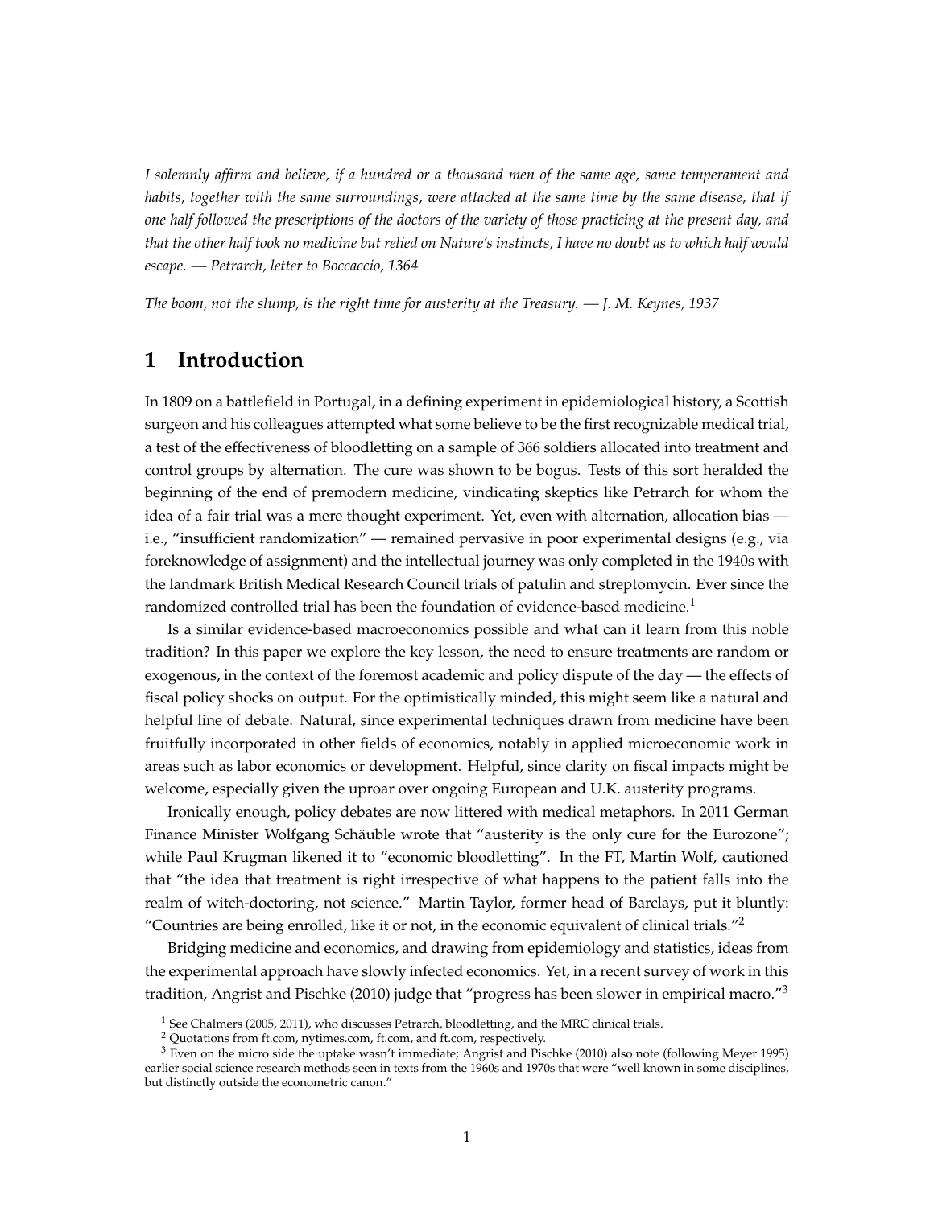*I solemnly affirm and believe, if a hundred or a thousand men of the same age, same temperament and habits, together with the same surroundings, were attacked at the same time by the same disease, that if one half followed the prescriptions of the doctors of the variety of those practicing at the present day, and that the other half took no medicine but relied on Nature's instincts, I have no doubt as to which half would escape. — Petrarch, letter to Boccaccio, 1364*

*The boom, not the slump, is the right time for austerity at the Treasury. — J. M. Keynes, 1937*

## 1 Introduction

In 1809 on a battlefield in Portugal, in a defining experiment in epidemiological history, a Scottish surgeon and his colleagues attempted what some believe to be the first recognizable medical trial, a test of the effectiveness of bloodletting on a sample of 366 soldiers allocated into treatment and control groups by alternation. The cure was shown to be bogus. Tests of this sort heralded the beginning of the end of premodern medicine, vindicating skeptics like Petrarch for whom the idea of a fair trial was a mere thought experiment. Yet, even with alternation, allocation bias — i.e., "insufficient randomization" — remained pervasive in poor experimental designs (e.g., via foreknowledge of assignment) and the intellectual journey was only completed in the 1940s with the landmark British Medical Research Council trials of patulin and streptomycin. Ever since the randomized controlled trial has been the foundation of evidence-based medicine.[1]

Is a similar evidence-based macroeconomics possible and what can it learn from this noble tradition? In this paper we explore the key lesson, the need to ensure treatments are random or exogenous, in the context of the foremost academic and policy dispute of the day — the effects of fiscal policy shocks on output. For the optimistically minded, this might seem like a natural and helpful line of debate. Natural, since experimental techniques drawn from medicine have been fruitfully incorporated in other fields of economics, notably in applied microeconomic work in areas such as labor economics or development. Helpful, since clarity on fiscal impacts might be welcome, especially given the uproar over ongoing European and U.K. austerity programs.

Ironically enough, policy debates are now littered with medical metaphors. In 2011 German Finance Minister Wolfgang Schäuble wrote that "austerity is the only cure for the Eurozone"; while Paul Krugman likened it to "economic bloodletting". In the FT, Martin Wolf, cautioned that "the idea that treatment is right irrespective of what happens to the patient falls into the realm of witch-doctoring, not science." Martin Taylor, former head of Barclays, put it bluntly: "Countries are being enrolled, like it or not, in the economic equivalent of clinical trials."[2]

Bridging medicine and economics, and drawing from epidemiology and statistics, ideas from the experimental approach have slowly infected economics. Yet, in a recent survey of work in this tradition, Angrist and Pischke (2010) judge that "progress has been slower in empirical macro."[3]

[1] See Chalmers (2005, 2011), who discusses Petrarch, bloodletting, and the MRC clinical trials.

[2] Quotations from ft.com, nytimes.com, ft.com, and ft.com, respectively.

[3] Even on the micro side the uptake wasn't immediate; Angrist and Pischke (2010) also note (following Meyer 1995) earlier social science research methods seen in texts from the 1960s and 1970s that were "well known in some disciplines, but distinctly outside the econometric canon."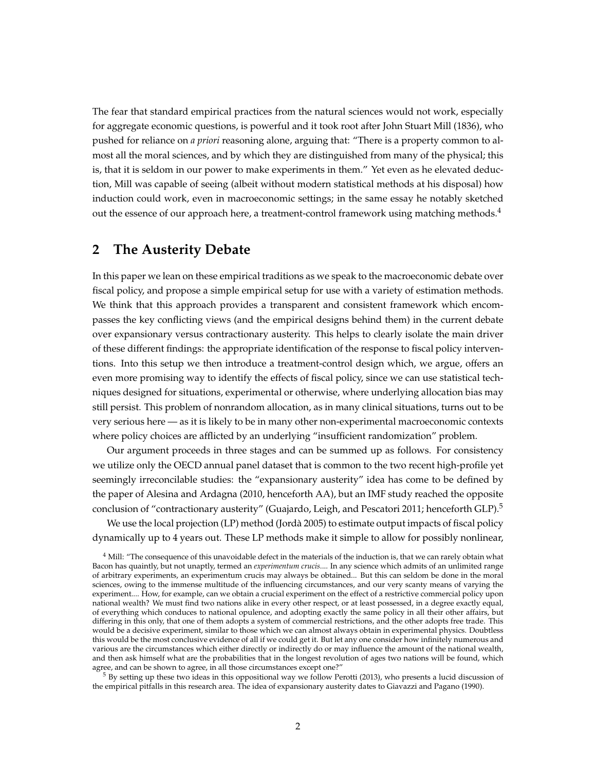The fear that standard empirical practices from the natural sciences would not work, especially for aggregate economic questions, is powerful and it took root after John Stuart Mill (1836), who pushed for reliance on *a priori* reasoning alone, arguing that: "There is a property common to almost all the moral sciences, and by which they are distinguished from many of the physical; this is, that it is seldom in our power to make experiments in them." Yet even as he elevated deduction, Mill was capable of seeing (albeit without modern statistical methods at his disposal) how induction could work, even in macroeconomic settings; in the same essay he notably sketched out the essence of our approach here, a treatment-control framework using matching methods.[4]

## 2 The Austerity Debate

In this paper we lean on these empirical traditions as we speak to the macroeconomic debate over fiscal policy, and propose a simple empirical setup for use with a variety of estimation methods. We think that this approach provides a transparent and consistent framework which encompasses the key conflicting views (and the empirical designs behind them) in the current debate over expansionary versus contractionary austerity. This helps to clearly isolate the main driver of these different findings: the appropriate identification of the response to fiscal policy interventions. Into this setup we then introduce a treatment-control design which, we argue, offers an even more promising way to identify the effects of fiscal policy, since we can use statistical techniques designed for situations, experimental or otherwise, where underlying allocation bias may still persist. This problem of nonrandom allocation, as in many clinical situations, turns out to be very serious here — as it is likely to be in many other non-experimental macroeconomic contexts where policy choices are afflicted by an underlying "insufficient randomization" problem.

Our argument proceeds in three stages and can be summed up as follows. For consistency we utilize only the OECD annual panel dataset that is common to the two recent high-profile yet seemingly irreconcilable studies: the "expansionary austerity" idea has come to be defined by the paper of Alesina and Ardagna (2010, henceforth AA), but an IMF study reached the opposite conclusion of "contractionary austerity" (Guajardo, Leigh, and Pescatori 2011; henceforth GLP).[5]

We use the local projection (LP) method (Jordà 2005) to estimate output impacts of fiscal policy dynamically up to 4 years out. These LP methods make it simple to allow for possibly nonlinear,

[4] Mill: "The consequence of this unavoidable defect in the materials of the induction is, that we can rarely obtain what Bacon has quaintly, but not unaptly, termed an *experimentum crucis*.... In any science which admits of an unlimited range of arbitrary experiments, an experimentum crucis may always be obtained... But this can seldom be done in the moral sciences, owing to the immense multitude of the influencing circumstances, and our very scanty means of varying the experiment.... How, for example, can we obtain a crucial experiment on the effect of a restrictive commercial policy upon national wealth? We must find two nations alike in every other respect, or at least possessed, in a degree exactly equal, of everything which conduces to national opulence, and adopting exactly the same policy in all their other affairs, but differing in this only, that one of them adopts a system of commercial restrictions, and the other adopts free trade. This would be a decisive experiment, similar to those which we can almost always obtain in experimental physics. Doubtless this would be the most conclusive evidence of all if we could get it. But let any one consider how infinitely numerous and various are the circumstances which either directly or indirectly do or may influence the amount of the national wealth, and then ask himself what are the probabilities that in the longest revolution of ages two nations will be found, which agree, and can be shown to agree, in all those circumstances except one?"

[5] By setting up these two ideas in this oppositional way we follow Perotti (2013), who presents a lucid discussion of the empirical pitfalls in this research area. The idea of expansionary austerity dates to Giavazzi and Pagano (1990).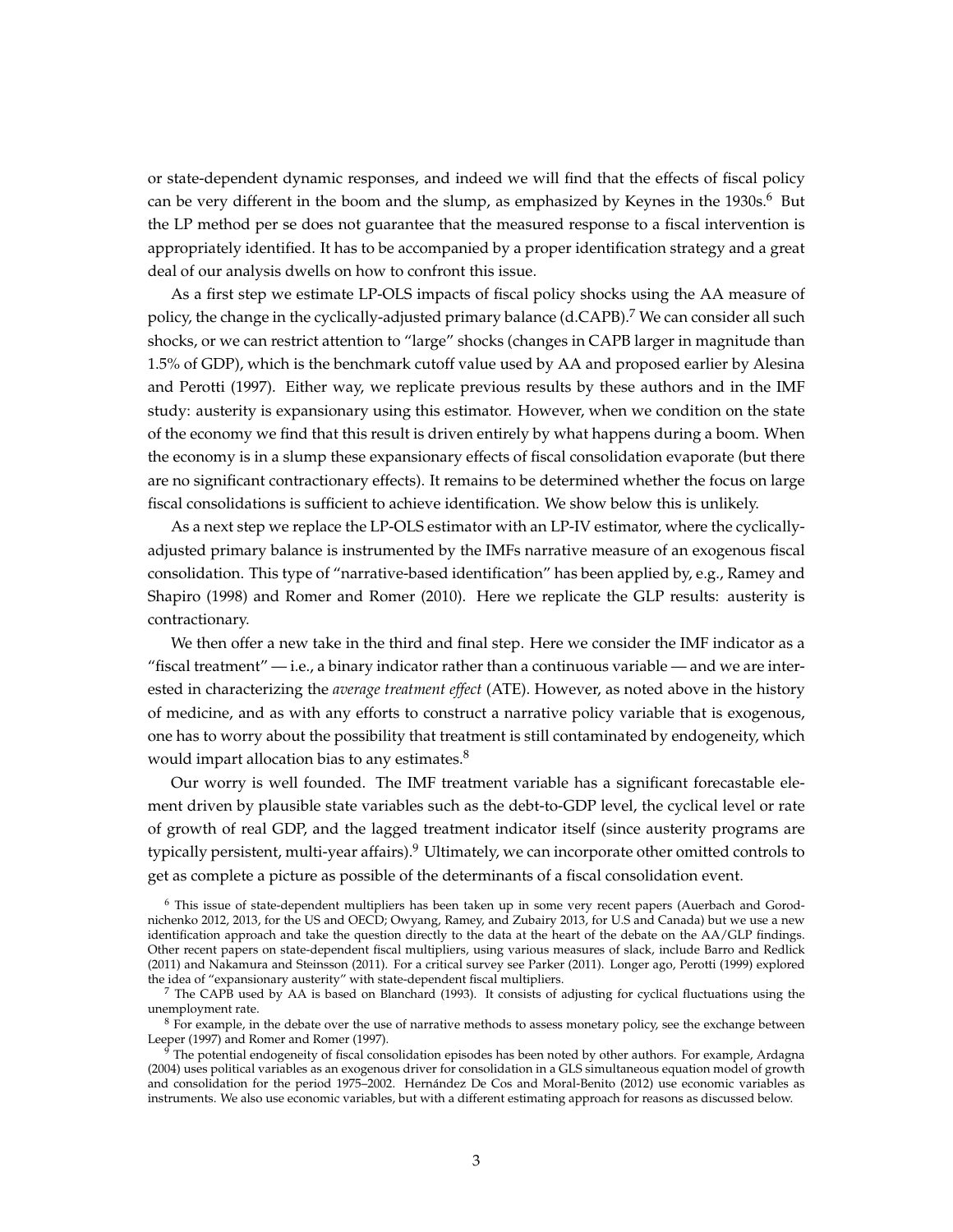or state-dependent dynamic responses, and indeed we will find that the effects of fiscal policy can be very different in the boom and the slump, as emphasized by Keynes in the 1930s.[6] But the LP method per se does not guarantee that the measured response to a fiscal intervention is appropriately identified. It has to be accompanied by a proper identification strategy and a great deal of our analysis dwells on how to confront this issue.

As a first step we estimate LP-OLS impacts of fiscal policy shocks using the AA measure of policy, the change in the cyclically-adjusted primary balance (d.CAPB).[7] We can consider all such shocks, or we can restrict attention to "large" shocks (changes in CAPB larger in magnitude than 1.5% of GDP), which is the benchmark cutoff value used by AA and proposed earlier by Alesina and Perotti (1997). Either way, we replicate previous results by these authors and in the IMF study: austerity is expansionary using this estimator. However, when we condition on the state of the economy we find that this result is driven entirely by what happens during a boom. When the economy is in a slump these expansionary effects of fiscal consolidation evaporate (but there are no significant contractionary effects). It remains to be determined whether the focus on large fiscal consolidations is sufficient to achieve identification. We show below this is unlikely.

As a next step we replace the LP-OLS estimator with an LP-IV estimator, where the cyclically-adjusted primary balance is instrumented by the IMFs narrative measure of an exogenous fiscal consolidation. This type of "narrative-based identification" has been applied by, e.g., Ramey and Shapiro (1998) and Romer and Romer (2010). Here we replicate the GLP results: austerity is contractionary.

We then offer a new take in the third and final step. Here we consider the IMF indicator as a "fiscal treatment" — i.e., a binary indicator rather than a continuous variable — and we are interested in characterizing the *average treatment effect* (ATE). However, as noted above in the history of medicine, and as with any efforts to construct a narrative policy variable that is exogenous, one has to worry about the possibility that treatment is still contaminated by endogeneity, which would impart allocation bias to any estimates.[8]

Our worry is well founded. The IMF treatment variable has a significant forecastable element driven by plausible state variables such as the debt-to-GDP level, the cyclical level or rate of growth of real GDP, and the lagged treatment indicator itself (since austerity programs are typically persistent, multi-year affairs).[9] Ultimately, we can incorporate other omitted controls to get as complete a picture as possible of the determinants of a fiscal consolidation event.

[6] This issue of state-dependent multipliers has been taken up in some very recent papers (Auerbach and Gorodnichenko 2012, 2013, for the US and OECD; Owyang, Ramey, and Zubairy 2013, for U.S and Canada) but we use a new identification approach and take the question directly to the data at the heart of the debate on the AA/GLP findings. Other recent papers on state-dependent fiscal multipliers, using various measures of slack, include Barro and Redlick (2011) and Nakamura and Steinsson (2011). For a critical survey see Parker (2011). Longer ago, Perotti (1999) explored the idea of "expansionary austerity" with state-dependent fiscal multipliers.

[7] The CAPB used by AA is based on Blanchard (1993). It consists of adjusting for cyclical fluctuations using the unemployment rate.

[8] For example, in the debate over the use of narrative methods to assess monetary policy, see the exchange between Leeper (1997) and Romer and Romer (1997).

[9] The potential endogeneity of fiscal consolidation episodes has been noted by other authors. For example, Ardagna (2004) uses political variables as an exogenous driver for consolidation in a GLS simultaneous equation model of growth and consolidation for the period 1975–2002. Hernández De Cos and Moral-Benito (2012) use economic variables as instruments. We also use economic variables, but with a different estimating approach for reasons as discussed below.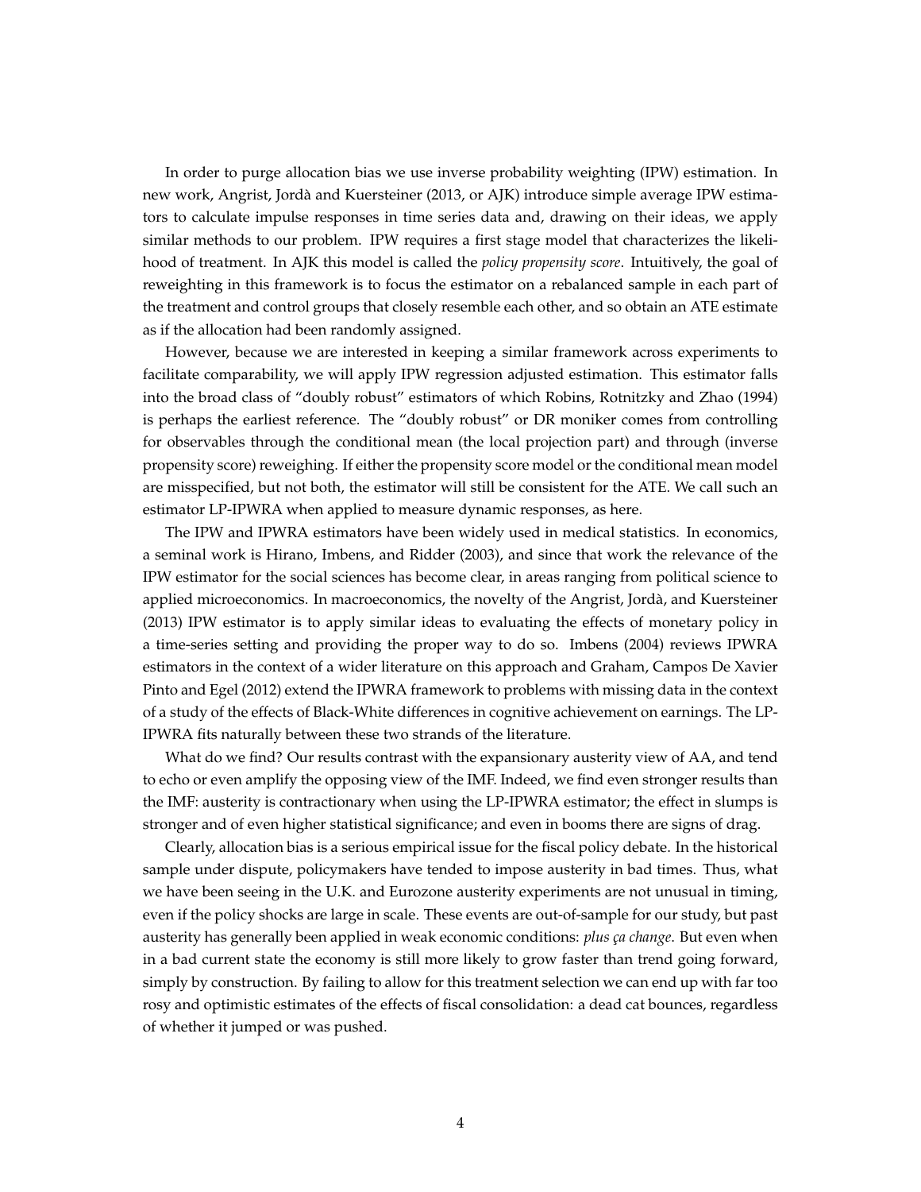In order to purge allocation bias we use inverse probability weighting (IPW) estimation. In new work, Angrist, Jordà and Kuersteiner (2013, or AJK) introduce simple average IPW estimators to calculate impulse responses in time series data and, drawing on their ideas, we apply similar methods to our problem. IPW requires a first stage model that characterizes the likelihood of treatment. In AJK this model is called the *policy propensity score*. Intuitively, the goal of reweighting in this framework is to focus the estimator on a rebalanced sample in each part of the treatment and control groups that closely resemble each other, and so obtain an ATE estimate as if the allocation had been randomly assigned.

However, because we are interested in keeping a similar framework across experiments to facilitate comparability, we will apply IPW regression adjusted estimation. This estimator falls into the broad class of "doubly robust" estimators of which Robins, Rotnitzky and Zhao (1994) is perhaps the earliest reference. The "doubly robust" or DR moniker comes from controlling for observables through the conditional mean (the local projection part) and through (inverse propensity score) reweighing. If either the propensity score model or the conditional mean model are misspecified, but not both, the estimator will still be consistent for the ATE. We call such an estimator LP-IPWRA when applied to measure dynamic responses, as here.

The IPW and IPWRA estimators have been widely used in medical statistics. In economics, a seminal work is Hirano, Imbens, and Ridder (2003), and since that work the relevance of the IPW estimator for the social sciences has become clear, in areas ranging from political science to applied microeconomics. In macroeconomics, the novelty of the Angrist, Jordà, and Kuersteiner (2013) IPW estimator is to apply similar ideas to evaluating the effects of monetary policy in a time-series setting and providing the proper way to do so. Imbens (2004) reviews IPWRA estimators in the context of a wider literature on this approach and Graham, Campos De Xavier Pinto and Egel (2012) extend the IPWRA framework to problems with missing data in the context of a study of the effects of Black-White differences in cognitive achievement on earnings. The LP-IPWRA fits naturally between these two strands of the literature.

What do we find? Our results contrast with the expansionary austerity view of AA, and tend to echo or even amplify the opposing view of the IMF. Indeed, we find even stronger results than the IMF: austerity is contractionary when using the LP-IPWRA estimator; the effect in slumps is stronger and of even higher statistical significance; and even in booms there are signs of drag.

Clearly, allocation bias is a serious empirical issue for the fiscal policy debate. In the historical sample under dispute, policymakers have tended to impose austerity in bad times. Thus, what we have been seeing in the U.K. and Eurozone austerity experiments are not unusual in timing, even if the policy shocks are large in scale. These events are out-of-sample for our study, but past austerity has generally been applied in weak economic conditions: *plus ça change*. But even when in a bad current state the economy is still more likely to grow faster than trend going forward, simply by construction. By failing to allow for this treatment selection we can end up with far too rosy and optimistic estimates of the effects of fiscal consolidation: a dead cat bounces, regardless of whether it jumped or was pushed.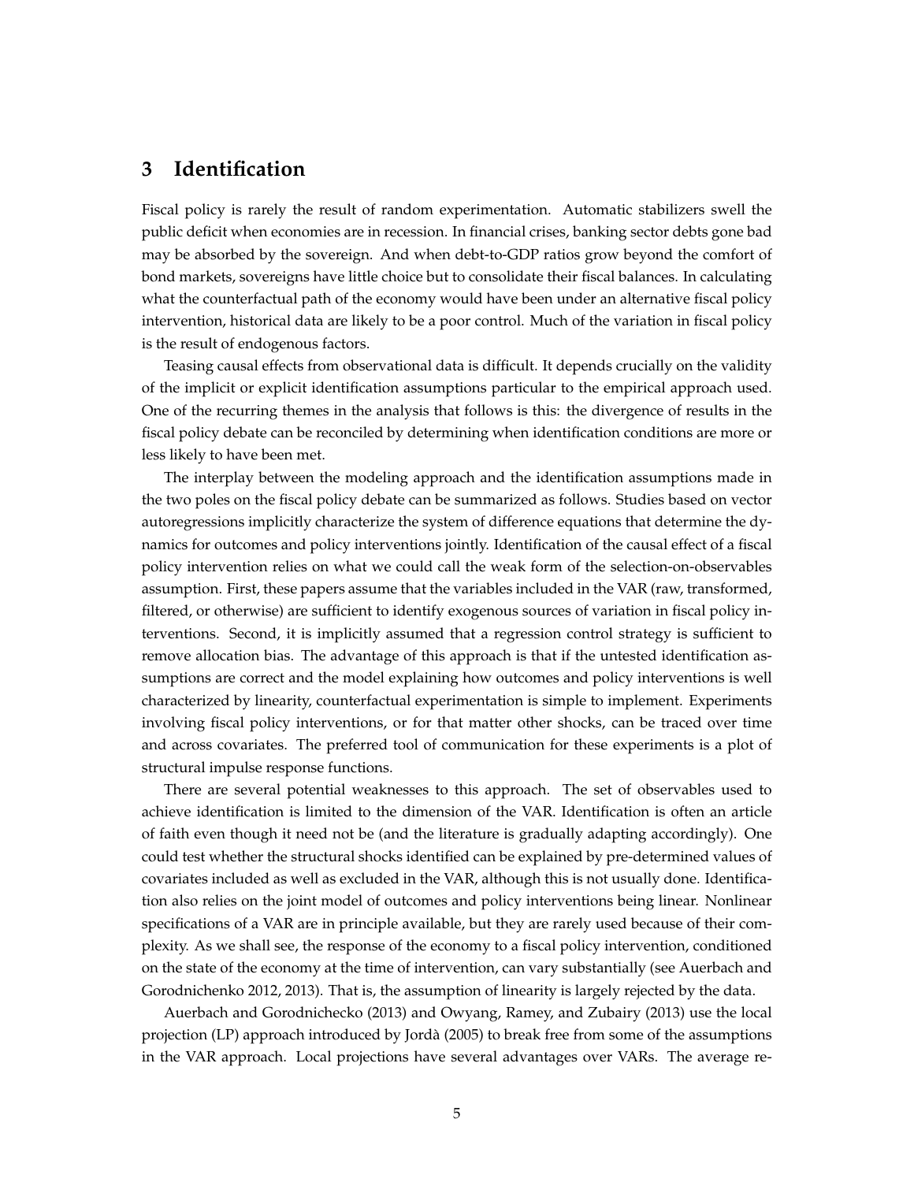## 3 Identification

Fiscal policy is rarely the result of random experimentation. Automatic stabilizers swell the public deficit when economies are in recession. In financial crises, banking sector debts gone bad may be absorbed by the sovereign. And when debt-to-GDP ratios grow beyond the comfort of bond markets, sovereigns have little choice but to consolidate their fiscal balances. In calculating what the counterfactual path of the economy would have been under an alternative fiscal policy intervention, historical data are likely to be a poor control. Much of the variation in fiscal policy is the result of endogenous factors.

Teasing causal effects from observational data is difficult. It depends crucially on the validity of the implicit or explicit identification assumptions particular to the empirical approach used. One of the recurring themes in the analysis that follows is this: the divergence of results in the fiscal policy debate can be reconciled by determining when identification conditions are more or less likely to have been met.

The interplay between the modeling approach and the identification assumptions made in the two poles on the fiscal policy debate can be summarized as follows. Studies based on vector autoregressions implicitly characterize the system of difference equations that determine the dynamics for outcomes and policy interventions jointly. Identification of the causal effect of a fiscal policy intervention relies on what we could call the weak form of the selection-on-observables assumption. First, these papers assume that the variables included in the VAR (raw, transformed, filtered, or otherwise) are sufficient to identify exogenous sources of variation in fiscal policy interventions. Second, it is implicitly assumed that a regression control strategy is sufficient to remove allocation bias. The advantage of this approach is that if the untested identification assumptions are correct and the model explaining how outcomes and policy interventions is well characterized by linearity, counterfactual experimentation is simple to implement. Experiments involving fiscal policy interventions, or for that matter other shocks, can be traced over time and across covariates. The preferred tool of communication for these experiments is a plot of structural impulse response functions.

There are several potential weaknesses to this approach. The set of observables used to achieve identification is limited to the dimension of the VAR. Identification is often an article of faith even though it need not be (and the literature is gradually adapting accordingly). One could test whether the structural shocks identified can be explained by pre-determined values of covariates included as well as excluded in the VAR, although this is not usually done. Identification also relies on the joint model of outcomes and policy interventions being linear. Nonlinear specifications of a VAR are in principle available, but they are rarely used because of their complexity. As we shall see, the response of the economy to a fiscal policy intervention, conditioned on the state of the economy at the time of intervention, can vary substantially (see Auerbach and Gorodnichenko 2012, 2013). That is, the assumption of linearity is largely rejected by the data.

Auerbach and Gorodnichecko (2013) and Owyang, Ramey, and Zubairy (2013) use the local projection (LP) approach introduced by Jordà (2005) to break free from some of the assumptions in the VAR approach. Local projections have several advantages over VARs. The average re-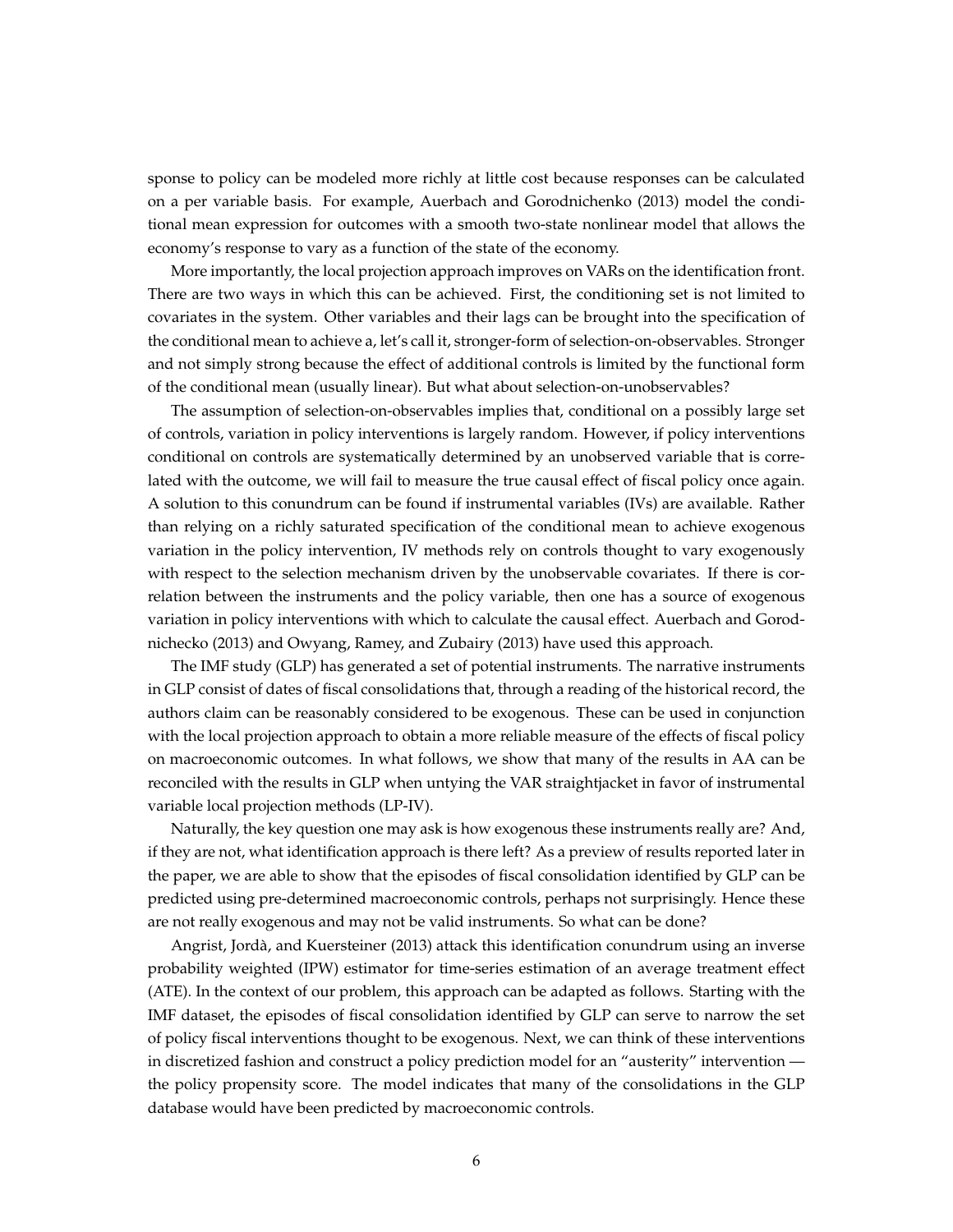sponse to policy can be modeled more richly at little cost because responses can be calculated on a per variable basis. For example, Auerbach and Gorodnichenko (2013) model the conditional mean expression for outcomes with a smooth two-state nonlinear model that allows the economy's response to vary as a function of the state of the economy.

More importantly, the local projection approach improves on VARs on the identification front. There are two ways in which this can be achieved. First, the conditioning set is not limited to covariates in the system. Other variables and their lags can be brought into the specification of the conditional mean to achieve a, let's call it, stronger-form of selection-on-observables. Stronger and not simply strong because the effect of additional controls is limited by the functional form of the conditional mean (usually linear). But what about selection-on-unobservables?

The assumption of selection-on-observables implies that, conditional on a possibly large set of controls, variation in policy interventions is largely random. However, if policy interventions conditional on controls are systematically determined by an unobserved variable that is correlated with the outcome, we will fail to measure the true causal effect of fiscal policy once again. A solution to this conundrum can be found if instrumental variables (IVs) are available. Rather than relying on a richly saturated specification of the conditional mean to achieve exogenous variation in the policy intervention, IV methods rely on controls thought to vary exogenously with respect to the selection mechanism driven by the unobservable covariates. If there is correlation between the instruments and the policy variable, then one has a source of exogenous variation in policy interventions with which to calculate the causal effect. Auerbach and Gorodnichecko (2013) and Owyang, Ramey, and Zubairy (2013) have used this approach.

The IMF study (GLP) has generated a set of potential instruments. The narrative instruments in GLP consist of dates of fiscal consolidations that, through a reading of the historical record, the authors claim can be reasonably considered to be exogenous. These can be used in conjunction with the local projection approach to obtain a more reliable measure of the effects of fiscal policy on macroeconomic outcomes. In what follows, we show that many of the results in AA can be reconciled with the results in GLP when untying the VAR straightjacket in favor of instrumental variable local projection methods (LP-IV).

Naturally, the key question one may ask is how exogenous these instruments really are? And, if they are not, what identification approach is there left? As a preview of results reported later in the paper, we are able to show that the episodes of fiscal consolidation identified by GLP can be predicted using pre-determined macroeconomic controls, perhaps not surprisingly. Hence these are not really exogenous and may not be valid instruments. So what can be done?

Angrist, Jordà, and Kuersteiner (2013) attack this identification conundrum using an inverse probability weighted (IPW) estimator for time-series estimation of an average treatment effect (ATE). In the context of our problem, this approach can be adapted as follows. Starting with the IMF dataset, the episodes of fiscal consolidation identified by GLP can serve to narrow the set of policy fiscal interventions thought to be exogenous. Next, we can think of these interventions in discretized fashion and construct a policy prediction model for an "austerity" intervention — the policy propensity score. The model indicates that many of the consolidations in the GLP database would have been predicted by macroeconomic controls.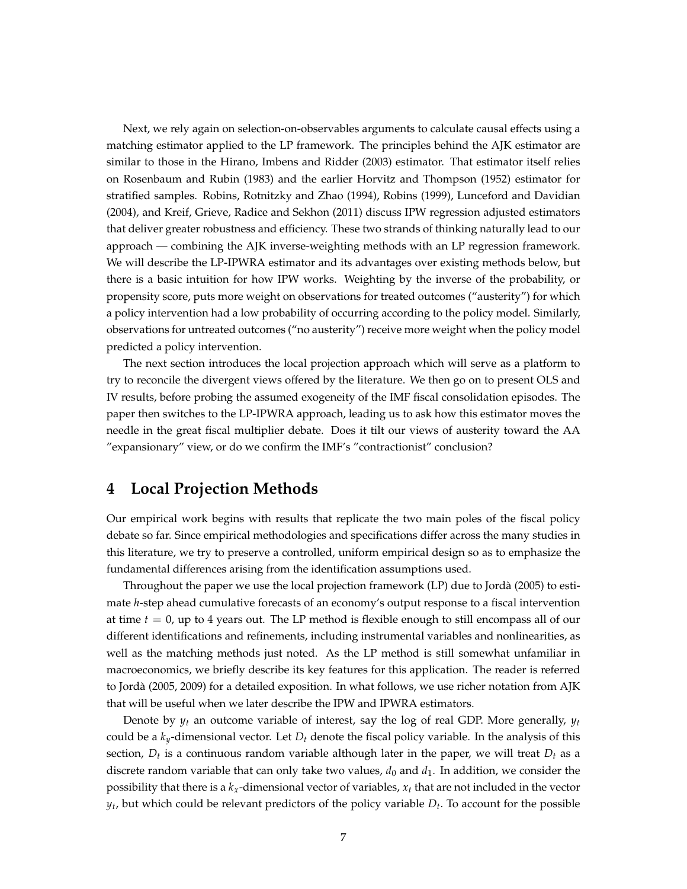Next, we rely again on selection-on-observables arguments to calculate causal effects using a matching estimator applied to the LP framework. The principles behind the AJK estimator are similar to those in the Hirano, Imbens and Ridder (2003) estimator. That estimator itself relies on Rosenbaum and Rubin (1983) and the earlier Horvitz and Thompson (1952) estimator for stratified samples. Robins, Rotnitzky and Zhao (1994), Robins (1999), Lunceford and Davidian (2004), and Kreif, Grieve, Radice and Sekhon (2011) discuss IPW regression adjusted estimators that deliver greater robustness and efficiency. These two strands of thinking naturally lead to our approach — combining the AJK inverse-weighting methods with an LP regression framework. We will describe the LP-IPWRA estimator and its advantages over existing methods below, but there is a basic intuition for how IPW works. Weighting by the inverse of the probability, or propensity score, puts more weight on observations for treated outcomes ("austerity") for which a policy intervention had a low probability of occurring according to the policy model. Similarly, observations for untreated outcomes ("no austerity") receive more weight when the policy model predicted a policy intervention.

The next section introduces the local projection approach which will serve as a platform to try to reconcile the divergent views offered by the literature. We then go on to present OLS and IV results, before probing the assumed exogeneity of the IMF fiscal consolidation episodes. The paper then switches to the LP-IPWRA approach, leading us to ask how this estimator moves the needle in the great fiscal multiplier debate. Does it tilt our views of austerity toward the AA "expansionary" view, or do we confirm the IMF's "contractionist" conclusion?

# 4 Local Projection Methods

Our empirical work begins with results that replicate the two main poles of the fiscal policy debate so far. Since empirical methodologies and specifications differ across the many studies in this literature, we try to preserve a controlled, uniform empirical design so as to emphasize the fundamental differences arising from the identification assumptions used.

Throughout the paper we use the local projection framework (LP) due to Jordà (2005) to estimate $h$-step ahead cumulative forecasts of an economy's output response to a fiscal intervention at time $t = 0$, up to 4 years out. The LP method is flexible enough to still encompass all of our different identifications and refinements, including instrumental variables and nonlinearities, as well as the matching methods just noted. As the LP method is still somewhat unfamiliar in macroeconomics, we briefly describe its key features for this application. The reader is referred to Jordà (2005, 2009) for a detailed exposition. In what follows, we use richer notation from AJK that will be useful when we later describe the IPW and IPWRA estimators.

Denote by $y_t$ an outcome variable of interest, say the log of real GDP. More generally, $y_t$ could be a $k_y$-dimensional vector. Let $D_t$ denote the fiscal policy variable. In the analysis of this section, $D_t$ is a continuous random variable although later in the paper, we will treat $D_t$ as a discrete random variable that can only take two values, $d_0$ and $d_1$. In addition, we consider the possibility that there is a $k_x$-dimensional vector of variables, $x_t$ that are not included in the vector $y_t$, but which could be relevant predictors of the policy variable $D_t$. To account for the possible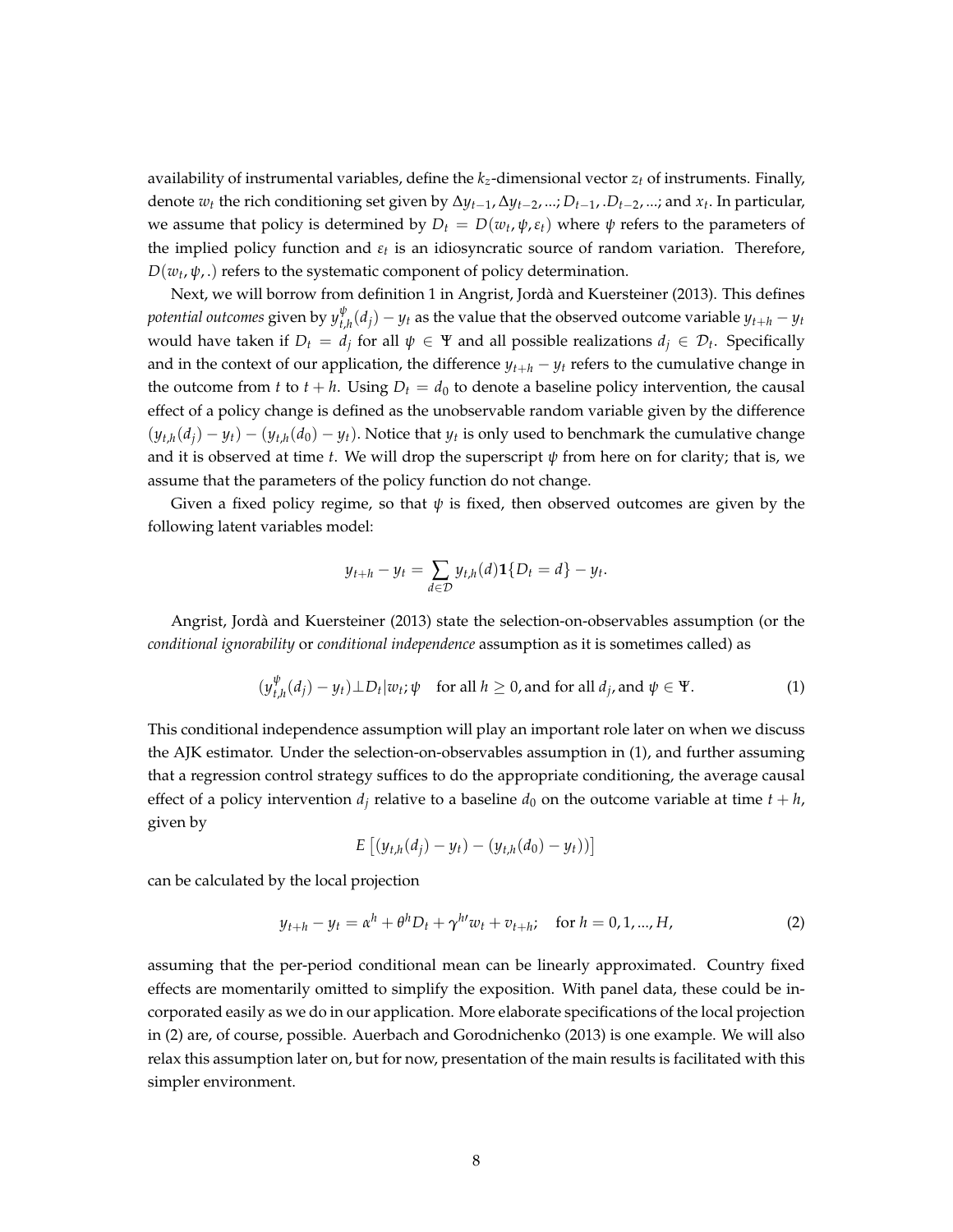availability of instrumental variables, define the $k_z$-dimensional vector $z_t$ of instruments. Finally, denote $w_t$ the rich conditioning set given by $\Delta y_{t-1}, \Delta y_{t-2}, ...; D_{t-1}, .D_{t-2}, ...;$ and $x_t$. In particular, we assume that policy is determined by $D_t = D(w_t, \psi, \varepsilon_t)$ where $\psi$ refers to the parameters of the implied policy function and $\varepsilon_t$ is an idiosyncratic source of random variation. Therefore, $D(w_t, \psi, .)$ refers to the systematic component of policy determination.

Next, we will borrow from definition 1 in Angrist, Jordà and Kuersteiner (2013). This defines *potential outcomes* given by $y^{\psi}_{t,h}(d_j) - y_t$ as the value that the observed outcome variable $y_{t+h} - y_t$ would have taken if $D_t = d_j$ for all $\psi \in \Psi$ and all possible realizations $d_j \in \mathcal{D}_t$. Specifically and in the context of our application, the difference $y_{t+h} - y_t$ refers to the cumulative change in the outcome from $t$ to $t+h$. Using $D_t = d_0$ to denote a baseline policy intervention, the causal effect of a policy change is defined as the unobservable random variable given by the difference $(y_{t,h}(d_j) - y_t) - (y_{t,h}(d_0) - y_t)$. Notice that $y_t$ is only used to benchmark the cumulative change and it is observed at time $t$. We will drop the superscript $\psi$ from here on for clarity; that is, we assume that the parameters of the policy function do not change.

Given a fixed policy regime, so that $\psi$ is fixed, then observed outcomes are given by the following latent variables model:

$$y_{t+h} - y_t = \sum_{d \in \mathcal{D}} y_{t,h}(d) \mathbf{1}\{D_t = d\} - y_t.$$

Angrist, Jordà and Kuersteiner (2013) state the selection-on-observables assumption (or the *conditional ignorability* or *conditional independence* assumption as it is sometimes called) as

$$(y^{\psi}_{t,h}(d_j) - y_t) \perp D_t | w_t; \psi \quad \text{for all } h \geq 0, \text{and for all } d_j, \text{and } \psi \in \Psi. \tag{1}$$

This conditional independence assumption will play an important role later on when we discuss the AJK estimator. Under the selection-on-observables assumption in (1), and further assuming that a regression control strategy suffices to do the appropriate conditioning, the average causal effect of a policy intervention $d_j$ relative to a baseline $d_0$ on the outcome variable at time $t+h$, given by

$$E\left[(y_{t,h}(d_j) - y_t) - (y_{t,h}(d_0) - y_t)\right]$$

can be calculated by the local projection

$$y_{t+h} - y_t = \alpha^h + \theta^h D_t + \gamma^{h\prime} w_t + v_{t+h}; \quad \text{for } h = 0, 1, ..., H, \tag{2}$$

assuming that the per-period conditional mean can be linearly approximated. Country fixed effects are momentarily omitted to simplify the exposition. With panel data, these could be incorporated easily as we do in our application. More elaborate specifications of the local projection in (2) are, of course, possible. Auerbach and Gorodnichenko (2013) is one example. We will also relax this assumption later on, but for now, presentation of the main results is facilitated with this simpler environment.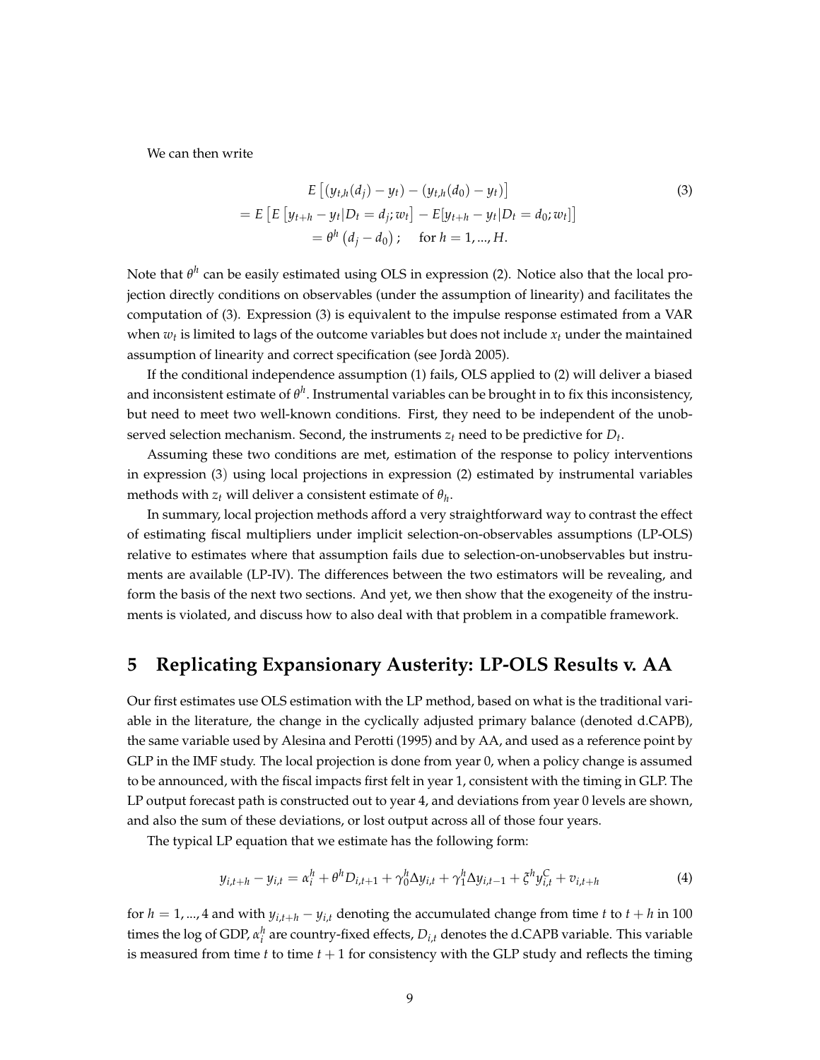We can then write

$$
\begin{aligned}
& E\left[(y_{t,h}(d_j) - y_t) - (y_{t,h}(d_0) - y_t)\right] \\
= & E\left[E\left[y_{t+h} - y_t | D_t = d_j; w_t\right] - E[y_{t+h} - y_t | D_t = d_0; w_t]\right] \\
= & \theta^h\left(d_j - d_0\right); \quad \text{for } h = 1, ..., H.
\end{aligned} \tag{3}
$$

Note that $\theta^h$ can be easily estimated using OLS in expression (2). Notice also that the local projection directly conditions on observables (under the assumption of linearity) and facilitates the computation of (3). Expression (3) is equivalent to the impulse response estimated from a VAR when $w_t$ is limited to lags of the outcome variables but does not include $x_t$ under the maintained assumption of linearity and correct specification (see Jordà 2005).

If the conditional independence assumption (1) fails, OLS applied to (2) will deliver a biased and inconsistent estimate of $\theta^h$. Instrumental variables can be brought in to fix this inconsistency, but need to meet two well-known conditions. First, they need to be independent of the unobserved selection mechanism. Second, the instruments $z_t$ need to be predictive for $D_t$.

Assuming these two conditions are met, estimation of the response to policy interventions in expression (3) using local projections in expression (2) estimated by instrumental variables methods with $z_t$ will deliver a consistent estimate of $\theta_h$.

In summary, local projection methods afford a very straightforward way to contrast the effect of estimating fiscal multipliers under implicit selection-on-observables assumptions (LP-OLS) relative to estimates where that assumption fails due to selection-on-unobservables but instruments are available (LP-IV). The differences between the two estimators will be revealing, and form the basis of the next two sections. And yet, we then show that the exogeneity of the instruments is violated, and discuss how to also deal with that problem in a compatible framework.

# 5 Replicating Expansionary Austerity: LP-OLS Results v. AA

Our first estimates use OLS estimation with the LP method, based on what is the traditional variable in the literature, the change in the cyclically adjusted primary balance (denoted d.CAPB), the same variable used by Alesina and Perotti (1995) and by AA, and used as a reference point by GLP in the IMF study. The local projection is done from year 0, when a policy change is assumed to be announced, with the fiscal impacts first felt in year 1, consistent with the timing in GLP. The LP output forecast path is constructed out to year 4, and deviations from year 0 levels are shown, and also the sum of these deviations, or lost output across all of those four years.

The typical LP equation that we estimate has the following form:

$$
y_{i,t+h} - y_{i,t} = \alpha_i^h + \theta^h D_{i,t+1} + \gamma_0^h \Delta y_{i,t} + \gamma_1^h \Delta y_{i,t-1} + \xi^h y_{i,t}^C + v_{i,t+h} \tag{4}
$$

for $h = 1, ..., 4$ and with $y_{i,t+h} - y_{i,t}$ denoting the accumulated change from time $t$ to $t+h$ in 100 times the log of GDP, $\alpha_i^h$ are country-fixed effects, $D_{i,t}$ denotes the d.CAPB variable. This variable is measured from time $t$ to time $t+1$ for consistency with the GLP study and reflects the timing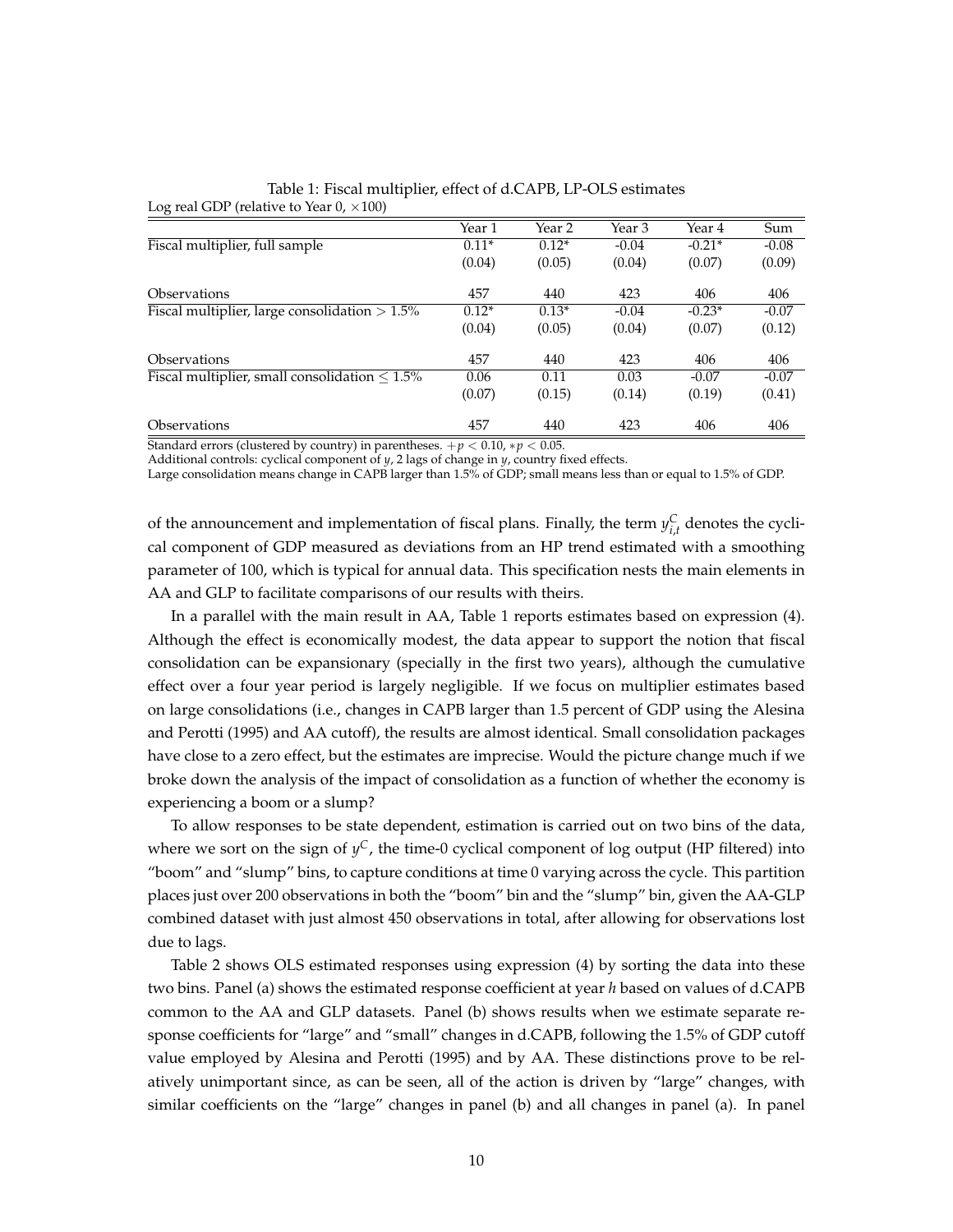Table 1: Fiscal multiplier, effect of d.CAPB, LP-OLS estimates

Log real GDP (relative to Year 0, $\times 100$)

| | Year 1 | Year 2 | Year 3 | Year 4 | Sum |
|---|---|---|---|---|---|
| Fiscal multiplier, full sample | 0.11* | 0.12* | -0.04 | -0.21* | -0.08 |
| | (0.04) | (0.05) | (0.04) | (0.07) | (0.09) |
| Observations | 457 | 440 | 423 | 406 | 406 |
| Fiscal multiplier, large consolidation $> 1.5\%$ | 0.12* | 0.13* | -0.04 | -0.23* | -0.07 |
| | (0.04) | (0.05) | (0.04) | (0.07) | (0.12) |
| Observations | 457 | 440 | 423 | 406 | 406 |
| Fiscal multiplier, small consolidation $\leq 1.5\%$ | 0.06 | 0.11 | 0.03 | -0.07 | -0.07 |
| | (0.07) | (0.15) | (0.14) | (0.19) | (0.41) |
| Observations | 457 | 440 | 423 | 406 | 406 |

Standard errors (clustered by country) in parentheses. $+p < 0.10$, $*p < 0.05$.
Additional controls: cyclical component of $y$, 2 lags of change in $y$, country fixed effects.
Large consolidation means change in CAPB larger than 1.5% of GDP; small means less than or equal to 1.5% of GDP.

of the announcement and implementation of fiscal plans. Finally, the term $y^C_{i,t}$ denotes the cyclical component of GDP measured as deviations from an HP trend estimated with a smoothing parameter of 100, which is typical for annual data. This specification nests the main elements in AA and GLP to facilitate comparisons of our results with theirs.

In a parallel with the main result in AA, Table 1 reports estimates based on expression (4). Although the effect is economically modest, the data appear to support the notion that fiscal consolidation can be expansionary (specially in the first two years), although the cumulative effect over a four year period is largely negligible. If we focus on multiplier estimates based on large consolidations (i.e., changes in CAPB larger than 1.5 percent of GDP using the Alesina and Perotti (1995) and AA cutoff), the results are almost identical. Small consolidation packages have close to a zero effect, but the estimates are imprecise. Would the picture change much if we broke down the analysis of the impact of consolidation as a function of whether the economy is experiencing a boom or a slump?

To allow responses to be state dependent, estimation is carried out on two bins of the data, where we sort on the sign of $y^C$, the time-0 cyclical component of log output (HP filtered) into "boom" and "slump" bins, to capture conditions at time 0 varying across the cycle. This partition places just over 200 observations in both the "boom" bin and the "slump" bin, given the AA-GLP combined dataset with just almost 450 observations in total, after allowing for observations lost due to lags.

Table 2 shows OLS estimated responses using expression (4) by sorting the data into these two bins. Panel (a) shows the estimated response coefficient at year $h$ based on values of d.CAPB common to the AA and GLP datasets. Panel (b) shows results when we estimate separate response coefficients for "large" and "small" changes in d.CAPB, following the 1.5% of GDP cutoff value employed by Alesina and Perotti (1995) and by AA. These distinctions prove to be relatively unimportant since, as can be seen, all of the action is driven by "large" changes, with similar coefficients on the "large" changes in panel (b) and all changes in panel (a). In panel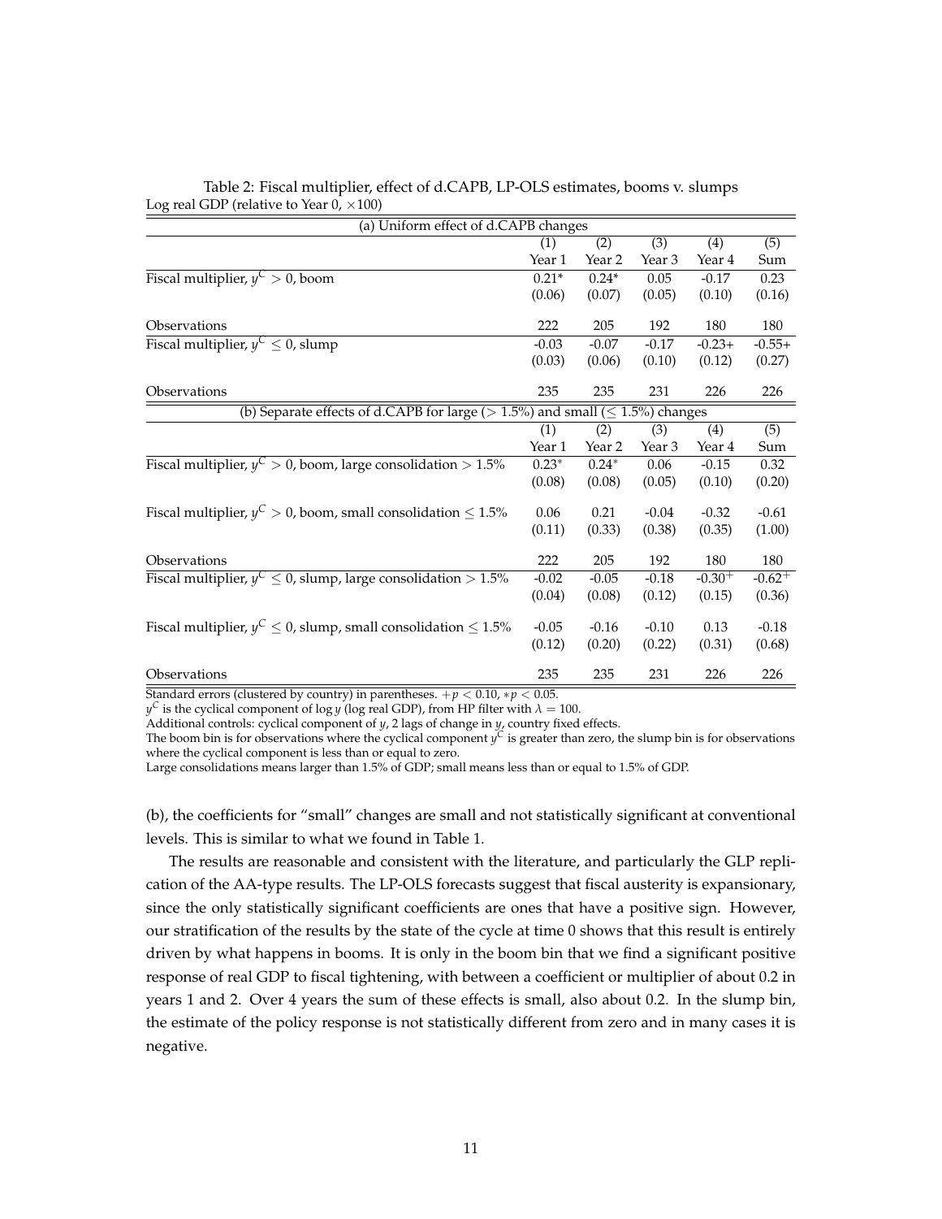Table 2: Fiscal multiplier, effect of d.CAPB, LP-OLS estimates, booms v. slumps

Log real GDP (relative to Year 0, ×100)

| (a) Uniform effect of d.CAPB changes | | | | | |
|---|---|---|---|---|---|
| | (1) | (2) | (3) | (4) | (5) |
| | Year 1 | Year 2 | Year 3 | Year 4 | Sum |
| Fiscal multiplier, $y^C > 0$, boom | 0.21* | 0.24* | 0.05 | -0.17 | 0.23 |
| | (0.06) | (0.07) | (0.05) | (0.10) | (0.16) |
| Observations | 222 | 205 | 192 | 180 | 180 |
| Fiscal multiplier, $y^C \leq 0$, slump | -0.03 | -0.07 | -0.17 | -0.23+ | -0.55+ |
| | (0.03) | (0.06) | (0.10) | (0.12) | (0.27) |
| Observations | 235 | 235 | 231 | 226 | 226 |

| (b) Separate effects of d.CAPB for large ($> 1.5\%$) and small ($\leq 1.5\%$) changes | | | | | |
|---|---|---|---|---|---|
| | (1) | (2) | (3) | (4) | (5) |
| | Year 1 | Year 2 | Year 3 | Year 4 | Sum |
| Fiscal multiplier, $y^C > 0$, boom, large consolidation $> 1.5\%$ | $0.23^*$ | $0.24^*$ | 0.06 | -0.15 | 0.32 |
| | (0.08) | (0.08) | (0.05) | (0.10) | (0.20) |
| Fiscal multiplier, $y^C > 0$, boom, small consolidation $\leq 1.5\%$ | 0.06 | 0.21 | -0.04 | -0.32 | -0.61 |
| | (0.11) | (0.33) | (0.38) | (0.35) | (1.00) |
| Observations | 222 | 205 | 192 | 180 | 180 |
| Fiscal multiplier, $y^C \leq 0$, slump, large consolidation $> 1.5\%$ | -0.02 | -0.05 | -0.18 | $-0.30^+$ | $-0.62^+$ |
| | (0.04) | (0.08) | (0.12) | (0.15) | (0.36) |
| Fiscal multiplier, $y^C \leq 0$, slump, small consolidation $\leq 1.5\%$ | -0.05 | -0.16 | -0.10 | 0.13 | -0.18 |
| | (0.12) | (0.20) | (0.22) | (0.31) | (0.68) |
| Observations | 235 | 235 | 231 | 226 | 226 |

Standard errors (clustered by country) in parentheses. $+p < 0.10$, $*p < 0.05$.
$y^C$ is the cyclical component of $\log y$ (log real GDP), from HP filter with $\lambda = 100$.
Additional controls: cyclical component of $y$, 2 lags of change in $y$, country fixed effects.
The boom bin is for observations where the cyclical component $y^C$ is greater than zero, the slump bin is for observations where the cyclical component is less than or equal to zero.
Large consolidations means larger than 1.5% of GDP; small means less than or equal to 1.5% of GDP.

(b), the coefficients for "small" changes are small and not statistically significant at conventional levels. This is similar to what we found in Table 1.

The results are reasonable and consistent with the literature, and particularly the GLP replication of the AA-type results. The LP-OLS forecasts suggest that fiscal austerity is expansionary, since the only statistically significant coefficients are ones that have a positive sign. However, our stratification of the results by the state of the cycle at time 0 shows that this result is entirely driven by what happens in booms. It is only in the boom bin that we find a significant positive response of real GDP to fiscal tightening, with between a coefficient or multiplier of about 0.2 in years 1 and 2. Over 4 years the sum of these effects is small, also about 0.2. In the slump bin, the estimate of the policy response is not statistically different from zero and in many cases it is negative.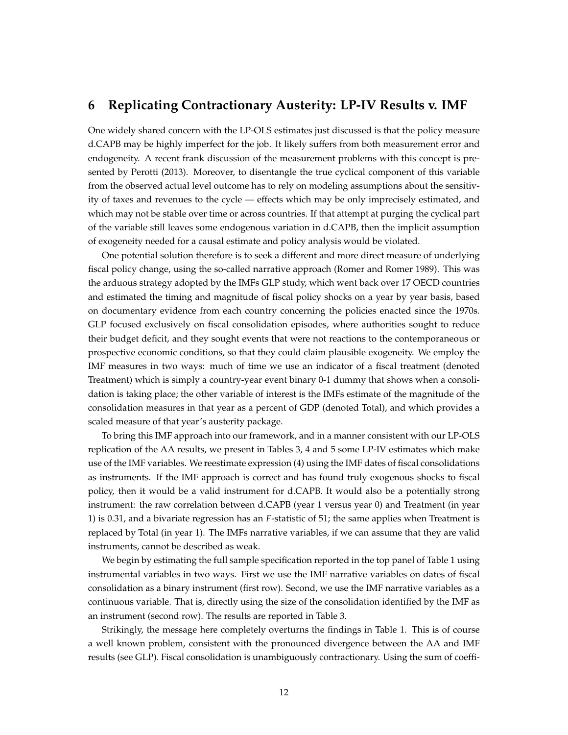## 6 Replicating Contractionary Austerity: LP-IV Results v. IMF

One widely shared concern with the LP-OLS estimates just discussed is that the policy measure d.CAPB may be highly imperfect for the job. It likely suffers from both measurement error and endogeneity. A recent frank discussion of the measurement problems with this concept is presented by Perotti (2013). Moreover, to disentangle the true cyclical component of this variable from the observed actual level outcome has to rely on modeling assumptions about the sensitivity of taxes and revenues to the cycle — effects which may be only imprecisely estimated, and which may not be stable over time or across countries. If that attempt at purging the cyclical part of the variable still leaves some endogenous variation in d.CAPB, then the implicit assumption of exogeneity needed for a causal estimate and policy analysis would be violated.

One potential solution therefore is to seek a different and more direct measure of underlying fiscal policy change, using the so-called narrative approach (Romer and Romer 1989). This was the arduous strategy adopted by the IMFs GLP study, which went back over 17 OECD countries and estimated the timing and magnitude of fiscal policy shocks on a year by year basis, based on documentary evidence from each country concerning the policies enacted since the 1970s. GLP focused exclusively on fiscal consolidation episodes, where authorities sought to reduce their budget deficit, and they sought events that were not reactions to the contemporaneous or prospective economic conditions, so that they could claim plausible exogeneity. We employ the IMF measures in two ways: much of time we use an indicator of a fiscal treatment (denoted Treatment) which is simply a country-year event binary 0-1 dummy that shows when a consolidation is taking place; the other variable of interest is the IMFs estimate of the magnitude of the consolidation measures in that year as a percent of GDP (denoted Total), and which provides a scaled measure of that year's austerity package.

To bring this IMF approach into our framework, and in a manner consistent with our LP-OLS replication of the AA results, we present in Tables 3, 4 and 5 some LP-IV estimates which make use of the IMF variables. We reestimate expression (4) using the IMF dates of fiscal consolidations as instruments. If the IMF approach is correct and has found truly exogenous shocks to fiscal policy, then it would be a valid instrument for d.CAPB. It would also be a potentially strong instrument: the raw correlation between d.CAPB (year 1 versus year 0) and Treatment (in year 1) is 0.31, and a bivariate regression has an $F$-statistic of 51; the same applies when Treatment is replaced by Total (in year 1). The IMFs narrative variables, if we can assume that they are valid instruments, cannot be described as weak.

We begin by estimating the full sample specification reported in the top panel of Table 1 using instrumental variables in two ways. First we use the IMF narrative variables on dates of fiscal consolidation as a binary instrument (first row). Second, we use the IMF narrative variables as a continuous variable. That is, directly using the size of the consolidation identified by the IMF as an instrument (second row). The results are reported in Table 3.

Strikingly, the message here completely overturns the findings in Table 1. This is of course a well known problem, consistent with the pronounced divergence between the AA and IMF results (see GLP). Fiscal consolidation is unambiguously contractionary. Using the sum of coeffi-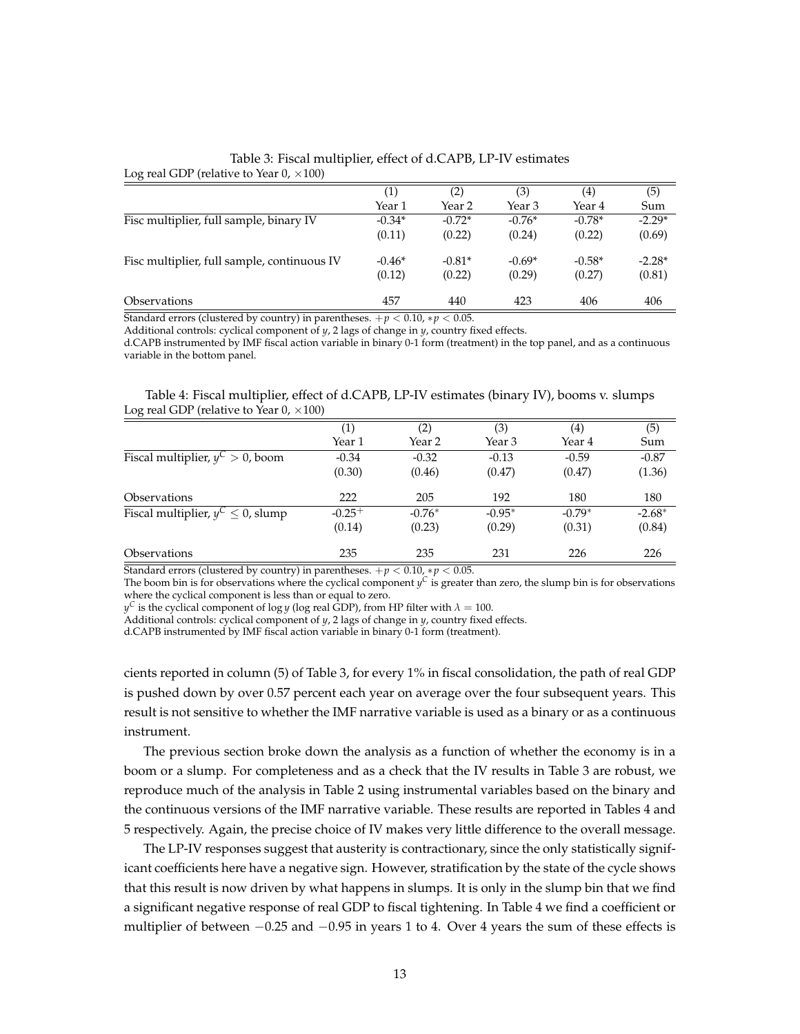Table 3: Fiscal multiplier, effect of d.CAPB, LP-IV estimates

Log real GDP (relative to Year 0, $\times 100$)

| | (1) | (2) | (3) | (4) | (5) |
|---|---|---|---|---|---|
| | Year 1 | Year 2 | Year 3 | Year 4 | Sum |
| Fisc multiplier, full sample, binary IV | -0.34* | -0.72* | -0.76* | -0.78* | -2.29* |
| | (0.11) | (0.22) | (0.24) | (0.22) | (0.69) |
| Fisc multiplier, full sample, continuous IV | -0.46* | -0.81* | -0.69* | -0.58* | -2.28* |
| | (0.12) | (0.22) | (0.29) | (0.27) | (0.81) |
| Observations | 457 | 440 | 423 | 406 | 406 |

Standard errors (clustered by country) in parentheses. $+p < 0.10$, $*p < 0.05$.
Additional controls: cyclical component of $y$, 2 lags of change in $y$, country fixed effects.
d.CAPB instrumented by IMF fiscal action variable in binary 0-1 form (treatment) in the top panel, and as a continuous variable in the bottom panel.

Table 4: Fiscal multiplier, effect of d.CAPB, LP-IV estimates (binary IV), booms v. slumps

Log real GDP (relative to Year 0, $\times 100$)

| | (1) | (2) | (3) | (4) | (5) |
|---|---|---|---|---|---|
| | Year 1 | Year 2 | Year 3 | Year 4 | Sum |
| Fiscal multiplier, $y^C > 0$, boom | -0.34 | -0.32 | -0.13 | -0.59 | -0.87 |
| | (0.30) | (0.46) | (0.47) | (0.47) | (1.36) |
| Observations | 222 | 205 | 192 | 180 | 180 |
| Fiscal multiplier, $y^C \leq 0$, slump | $-0.25^{+}$ | $-0.76^{*}$ | $-0.95^{*}$ | $-0.79^{*}$ | $-2.68^{*}$ |
| | (0.14) | (0.23) | (0.29) | (0.31) | (0.84) |
| Observations | 235 | 235 | 231 | 226 | 226 |

Standard errors (clustered by country) in parentheses. $+p < 0.10$, $*p < 0.05$.
The boom bin is for observations where the cyclical component $y^C$ is greater than zero, the slump bin is for observations where the cyclical component is less than or equal to zero.
$y^C$ is the cyclical component of $\log y$ (log real GDP), from HP filter with $\lambda = 100$.
Additional controls: cyclical component of $y$, 2 lags of change in $y$, country fixed effects.
d.CAPB instrumented by IMF fiscal action variable in binary 0-1 form (treatment).

cients reported in column (5) of Table 3, for every 1% in fiscal consolidation, the path of real GDP is pushed down by over 0.57 percent each year on average over the four subsequent years. This result is not sensitive to whether the IMF narrative variable is used as a binary or as a continuous instrument.

The previous section broke down the analysis as a function of whether the economy is in a boom or a slump. For completeness and as a check that the IV results in Table 3 are robust, we reproduce much of the analysis in Table 2 using instrumental variables based on the binary and the continuous versions of the IMF narrative variable. These results are reported in Tables 4 and 5 respectively. Again, the precise choice of IV makes very little difference to the overall message.

The LP-IV responses suggest that austerity is contractionary, since the only statistically significant coefficients here have a negative sign. However, stratification by the state of the cycle shows that this result is now driven by what happens in slumps. It is only in the slump bin that we find a significant negative response of real GDP to fiscal tightening. In Table 4 we find a coefficient or multiplier of between $-0.25$ and $-0.95$ in years 1 to 4. Over 4 years the sum of these effects is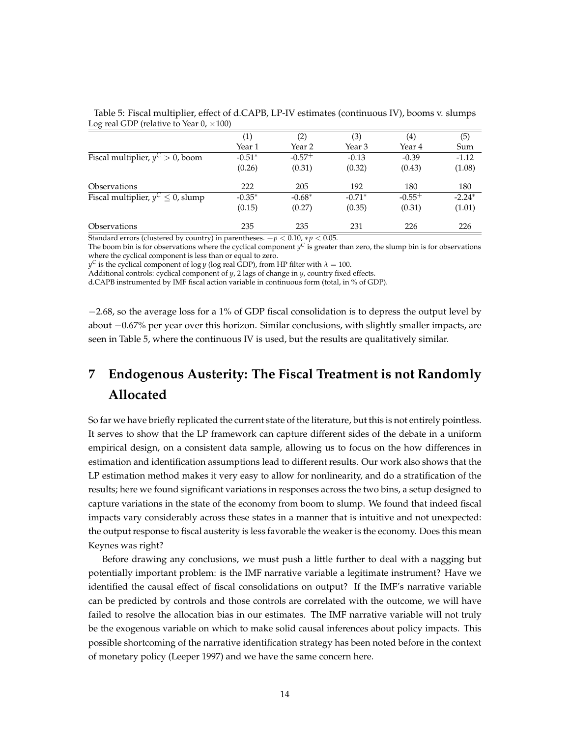Table 5: Fiscal multiplier, effect of d.CAPB, LP-IV estimates (continuous IV), booms v. slumps
Log real GDP (relative to Year 0, ×100)

| | (1) | (2) | (3) | (4) | (5) |
|---|---|---|---|---|---|
| | Year 1 | Year 2 | Year 3 | Year 4 | Sum |
| Fiscal multiplier, $y^C > 0$, boom | $-0.51^{*}$ | $-0.57^{+}$ | -0.13 | -0.39 | -1.12 |
| | (0.26) | (0.31) | (0.32) | (0.43) | (1.08) |
| Observations | 222 | 205 | 192 | 180 | 180 |
| Fiscal multiplier, $y^C \leq 0$, slump | $-0.35^{*}$ | $-0.68^{*}$ | $-0.71^{*}$ | $-0.55^{+}$ | $-2.24^{*}$ |
| | (0.15) | (0.27) | (0.35) | (0.31) | (1.01) |
| Observations | 235 | 235 | 231 | 226 | 226 |

Standard errors (clustered by country) in parentheses. $+p < 0.10$, $*p < 0.05$.
The boom bin is for observations where the cyclical component $y^C$ is greater than zero, the slump bin is for observations where the cyclical component is less than or equal to zero.
$y^C$ is the cyclical component of $\log y$ (log real GDP), from HP filter with $\lambda = 100$.
Additional controls: cyclical component of $y$, 2 lags of change in $y$, country fixed effects.
d.CAPB instrumented by IMF fiscal action variable in continuous form (total, in % of GDP).

$-2.68$, so the average loss for a 1% of GDP fiscal consolidation is to depress the output level by about $-0.67$% per year over this horizon. Similar conclusions, with slightly smaller impacts, are seen in Table 5, where the continuous IV is used, but the results are qualitatively similar.

# 7 Endogenous Austerity: The Fiscal Treatment is not Randomly Allocated

So far we have briefly replicated the current state of the literature, but this is not entirely pointless. It serves to show that the LP framework can capture different sides of the debate in a uniform empirical design, on a consistent data sample, allowing us to focus on the how differences in estimation and identification assumptions lead to different results. Our work also shows that the LP estimation method makes it very easy to allow for nonlinearity, and do a stratification of the results; here we found significant variations in responses across the two bins, a setup designed to capture variations in the state of the economy from boom to slump. We found that indeed fiscal impacts vary considerably across these states in a manner that is intuitive and not unexpected: the output response to fiscal austerity is less favorable the weaker is the economy. Does this mean Keynes was right?

Before drawing any conclusions, we must push a little further to deal with a nagging but potentially important problem: is the IMF narrative variable a legitimate instrument? Have we identified the causal effect of fiscal consolidations on output? If the IMF's narrative variable can be predicted by controls and those controls are correlated with the outcome, we will have failed to resolve the allocation bias in our estimates. The IMF narrative variable will not truly be the exogenous variable on which to make solid causal inferences about policy impacts. This possible shortcoming of the narrative identification strategy has been noted before in the context of monetary policy (Leeper 1997) and we have the same concern here.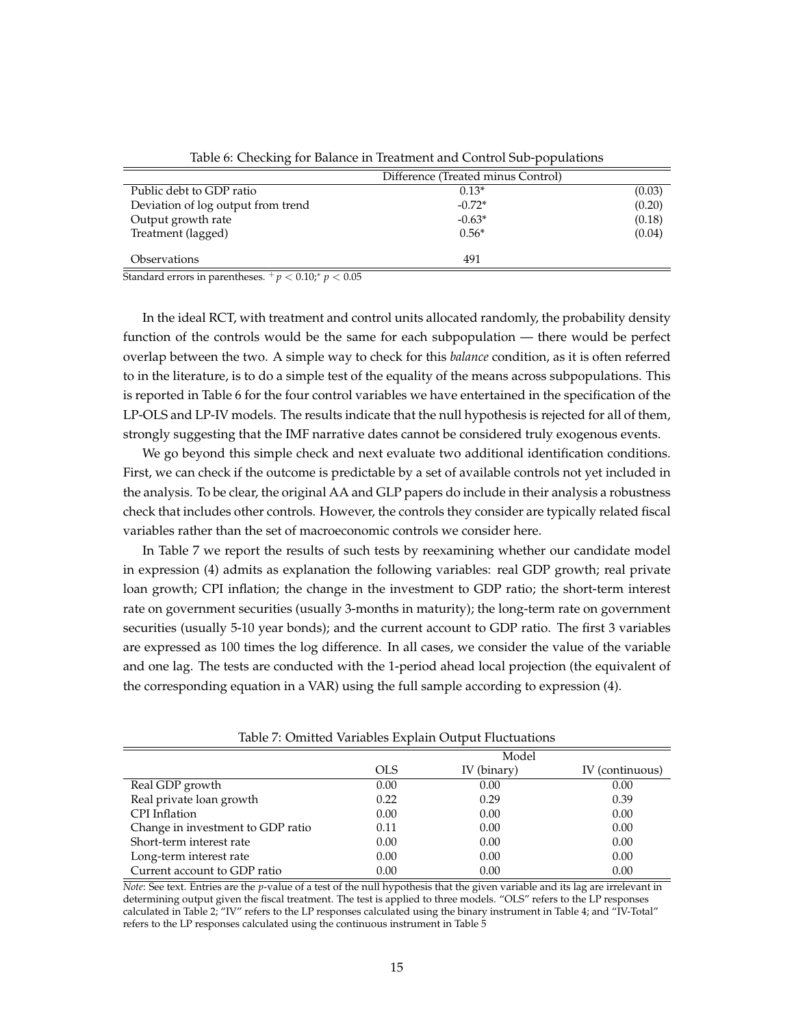Table 6: Checking for Balance in Treatment and Control Sub-populations

| | Difference (Treated minus Control) | |
|---|---|---|
| Public debt to GDP ratio | 0.13* | (0.03) |
| Deviation of log output from trend | -0.72* | (0.20) |
| Output growth rate | -0.63* | (0.18) |
| Treatment (lagged) | 0.56* | (0.04) |
| Observations | 491 | |

Standard errors in parentheses. $^{+}p < 0.10$;$^{*}$ $p < 0.05$

In the ideal RCT, with treatment and control units allocated randomly, the probability density function of the controls would be the same for each subpopulation — there would be perfect overlap between the two. A simple way to check for this *balance* condition, as it is often referred to in the literature, is to do a simple test of the equality of the means across subpopulations. This is reported in Table 6 for the four control variables we have entertained in the specification of the LP-OLS and LP-IV models. The results indicate that the null hypothesis is rejected for all of them, strongly suggesting that the IMF narrative dates cannot be considered truly exogenous events.

We go beyond this simple check and next evaluate two additional identification conditions. First, we can check if the outcome is predictable by a set of available controls not yet included in the analysis. To be clear, the original AA and GLP papers do include in their analysis a robustness check that includes other controls. However, the controls they consider are typically related fiscal variables rather than the set of macroeconomic controls we consider here.

In Table 7 we report the results of such tests by reexamining whether our candidate model in expression (4) admits as explanation the following variables: real GDP growth; real private loan growth; CPI inflation; the change in the investment to GDP ratio; the short-term interest rate on government securities (usually 3-months in maturity); the long-term rate on government securities (usually 5-10 year bonds); and the current account to GDP ratio. The first 3 variables are expressed as 100 times the log difference. In all cases, we consider the value of the variable and one lag. The tests are conducted with the 1-period ahead local projection (the equivalent of the corresponding equation in a VAR) using the full sample according to expression (4).

Table 7: Omitted Variables Explain Output Fluctuations

| | Model | | |
|---|---|---|---|
| | OLS | IV (binary) | IV (continuous) |
| Real GDP growth | 0.00 | 0.00 | 0.00 |
| Real private loan growth | 0.22 | 0.29 | 0.39 |
| CPI Inflation | 0.00 | 0.00 | 0.00 |
| Change in investment to GDP ratio | 0.11 | 0.00 | 0.00 |
| Short-term interest rate | 0.00 | 0.00 | 0.00 |
| Long-term interest rate | 0.00 | 0.00 | 0.00 |
| Current account to GDP ratio | 0.00 | 0.00 | 0.00 |

*Note*: See text. Entries are the $p$-value of a test of the null hypothesis that the given variable and its lag are irrelevant in determining output given the fiscal treatment. The test is applied to three models. "OLS" refers to the LP responses calculated in Table 2; "IV" refers to the LP responses calculated using the binary instrument in Table 4; and "IV-Total" refers to the LP responses calculated using the continuous instrument in Table 5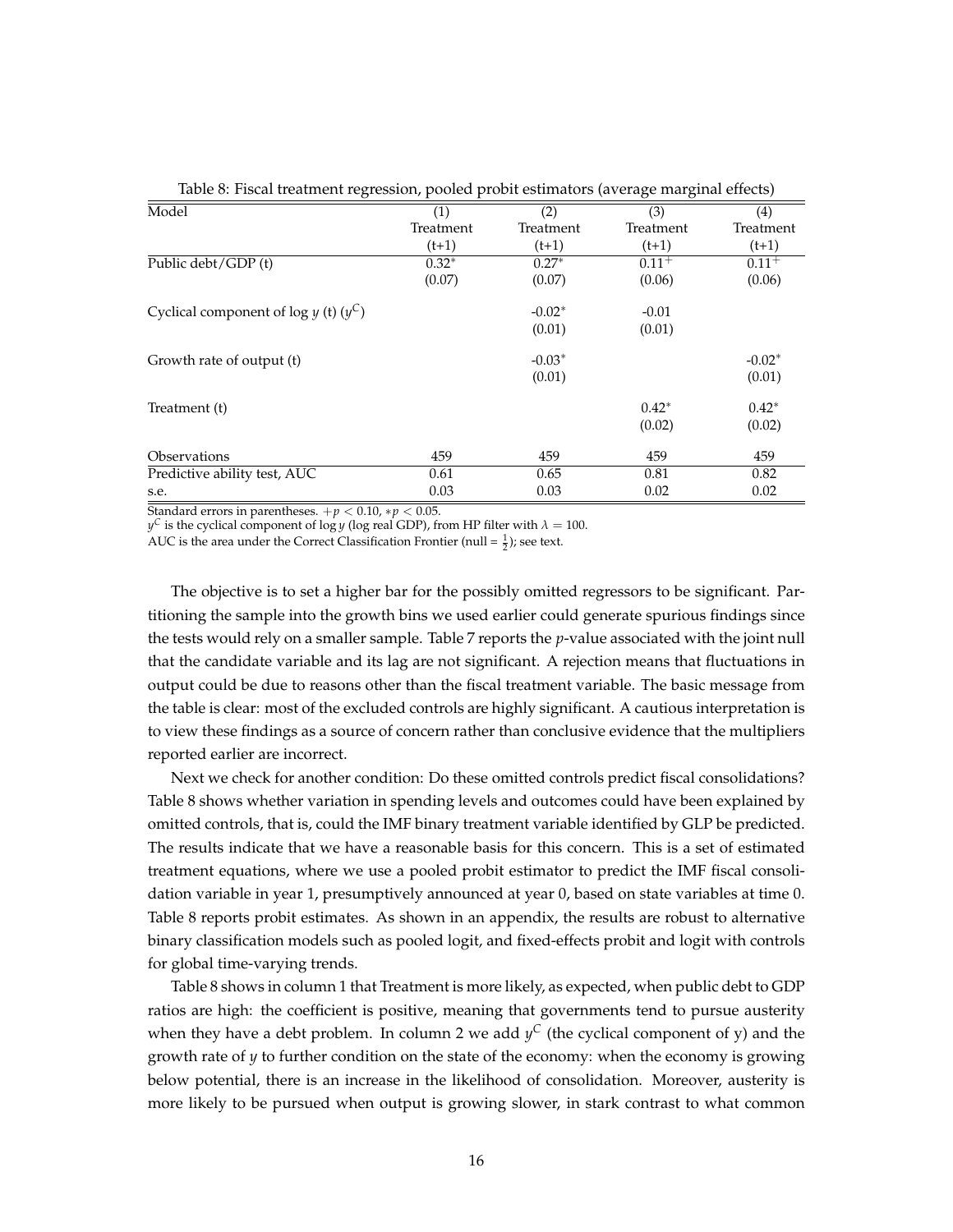Table 8: Fiscal treatment regression, pooled probit estimators (average marginal effects)

| Model | (1) Treatment (t+1) | (2) Treatment (t+1) | (3) Treatment (t+1) | (4) Treatment (t+1) |
|---|---|---|---|---|
| Public debt/GDP (t) | $0.32^{*}$ | $0.27^{*}$ | $0.11^{+}$ | $0.11^{+}$ |
| | (0.07) | (0.07) | (0.06) | (0.06) |
| Cyclical component of log $y$ (t) ($y^C$) | | $-0.02^{*}$ | -0.01 | |
| | | (0.01) | (0.01) | |
| Growth rate of output (t) | | $-0.03^{*}$ | | $-0.02^{*}$ |
| | | (0.01) | | (0.01) |
| Treatment (t) | | | $0.42^{*}$ | $0.42^{*}$ |
| | | | (0.02) | (0.02) |
| Observations | 459 | 459 | 459 | 459 |
| Predictive ability test, AUC | 0.61 | 0.65 | 0.81 | 0.82 |
| s.e. | 0.03 | 0.03 | 0.02 | 0.02 |

Standard errors in parentheses. $+p < 0.10$, $*p < 0.05$.
$y^C$ is the cyclical component of $\log y$ (log real GDP), from HP filter with $\lambda = 100$.
AUC is the area under the Correct Classification Frontier (null = $\frac{1}{2}$); see text.

The objective is to set a higher bar for the possibly omitted regressors to be significant. Partitioning the sample into the growth bins we used earlier could generate spurious findings since the tests would rely on a smaller sample. Table 7 reports the $p$-value associated with the joint null that the candidate variable and its lag are not significant. A rejection means that fluctuations in output could be due to reasons other than the fiscal treatment variable. The basic message from the table is clear: most of the excluded controls are highly significant. A cautious interpretation is to view these findings as a source of concern rather than conclusive evidence that the multipliers reported earlier are incorrect.

Next we check for another condition: Do these omitted controls predict fiscal consolidations? Table 8 shows whether variation in spending levels and outcomes could have been explained by omitted controls, that is, could the IMF binary treatment variable identified by GLP be predicted. The results indicate that we have a reasonable basis for this concern. This is a set of estimated treatment equations, where we use a pooled probit estimator to predict the IMF fiscal consolidation variable in year 1, presumptively announced at year 0, based on state variables at time 0. Table 8 reports probit estimates. As shown in an appendix, the results are robust to alternative binary classification models such as pooled logit, and fixed-effects probit and logit with controls for global time-varying trends.

Table 8 shows in column 1 that Treatment is more likely, as expected, when public debt to GDP ratios are high: the coefficient is positive, meaning that governments tend to pursue austerity when they have a debt problem. In column 2 we add $y^C$ (the cyclical component of y) and the growth rate of $y$ to further condition on the state of the economy: when the economy is growing below potential, there is an increase in the likelihood of consolidation. Moreover, austerity is more likely to be pursued when output is growing slower, in stark contrast to what common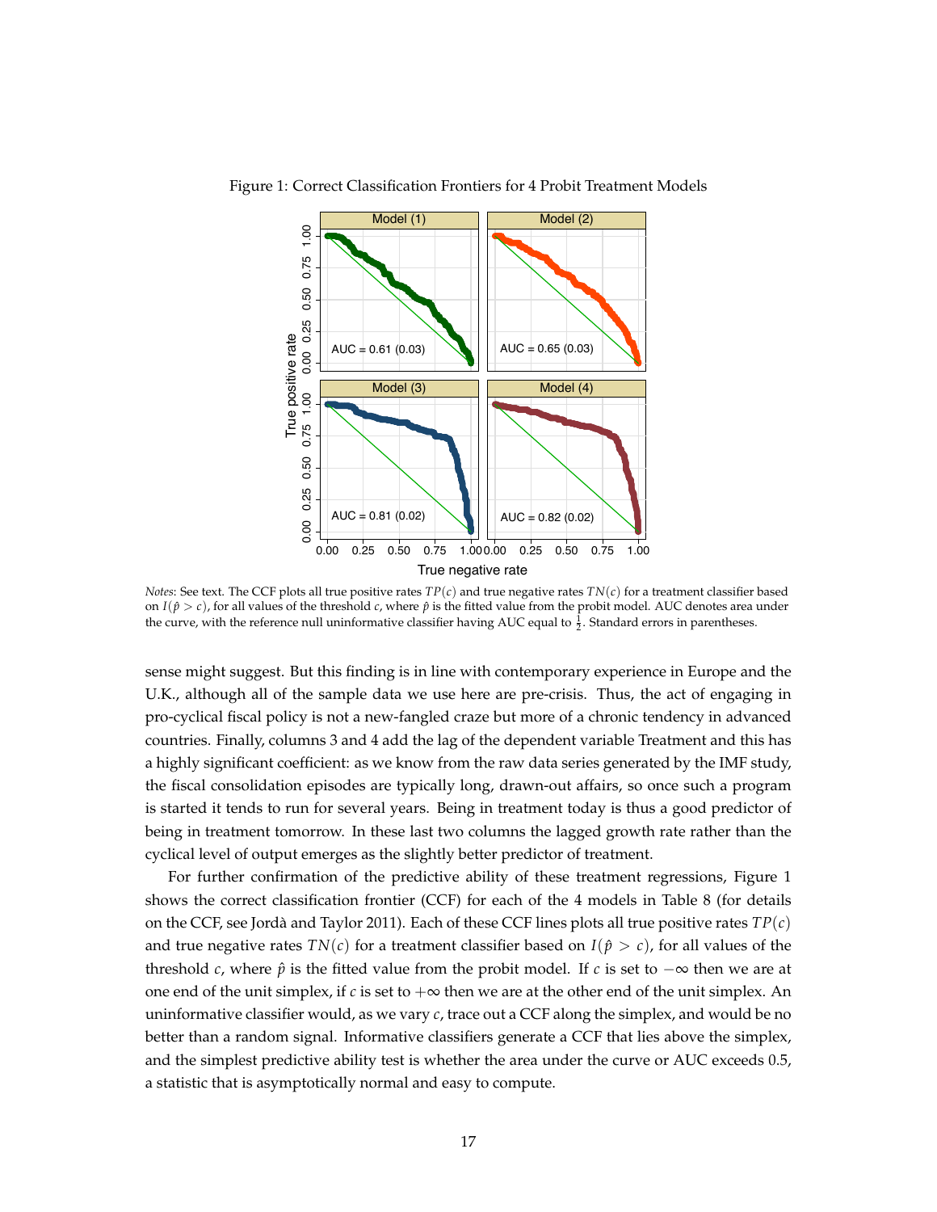Figure 1: Correct Classification Frontiers for 4 Probit Treatment Models

*Notes*: See text. The CCF plots all true positive rates $TP(c)$ and true negative rates $TN(c)$ for a treatment classifier based on $I(\hat{p} > c)$, for all values of the threshold $c$, where $\hat{p}$ is the fitted value from the probit model. AUC denotes area under the curve, with the reference null uninformative classifier having AUC equal to $\frac{1}{2}$. Standard errors in parentheses.

sense might suggest. But this finding is in line with contemporary experience in Europe and the U.K., although all of the sample data we use here are pre-crisis. Thus, the act of engaging in pro-cyclical fiscal policy is not a new-fangled craze but more of a chronic tendency in advanced countries. Finally, columns 3 and 4 add the lag of the dependent variable Treatment and this has a highly significant coefficient: as we know from the raw data series generated by the IMF study, the fiscal consolidation episodes are typically long, drawn-out affairs, so once such a program is started it tends to run for several years. Being in treatment today is thus a good predictor of being in treatment tomorrow. In these last two columns the lagged growth rate rather than the cyclical level of output emerges as the slightly better predictor of treatment.

For further confirmation of the predictive ability of these treatment regressions, Figure 1 shows the correct classification frontier (CCF) for each of the 4 models in Table 8 (for details on the CCF, see Jordà and Taylor 2011). Each of these CCF lines plots all true positive rates $TP(c)$ and true negative rates $TN(c)$ for a treatment classifier based on $I(\hat{p} > c)$, for all values of the threshold $c$, where $\hat{p}$ is the fitted value from the probit model. If $c$ is set to $-\infty$ then we are at one end of the unit simplex, if $c$ is set to $+\infty$ then we are at the other end of the unit simplex. An uninformative classifier would, as we vary $c$, trace out a CCF along the simplex, and would be no better than a random signal. Informative classifiers generate a CCF that lies above the simplex, and the simplest predictive ability test is whether the area under the curve or AUC exceeds 0.5, a statistic that is asymptotically normal and easy to compute.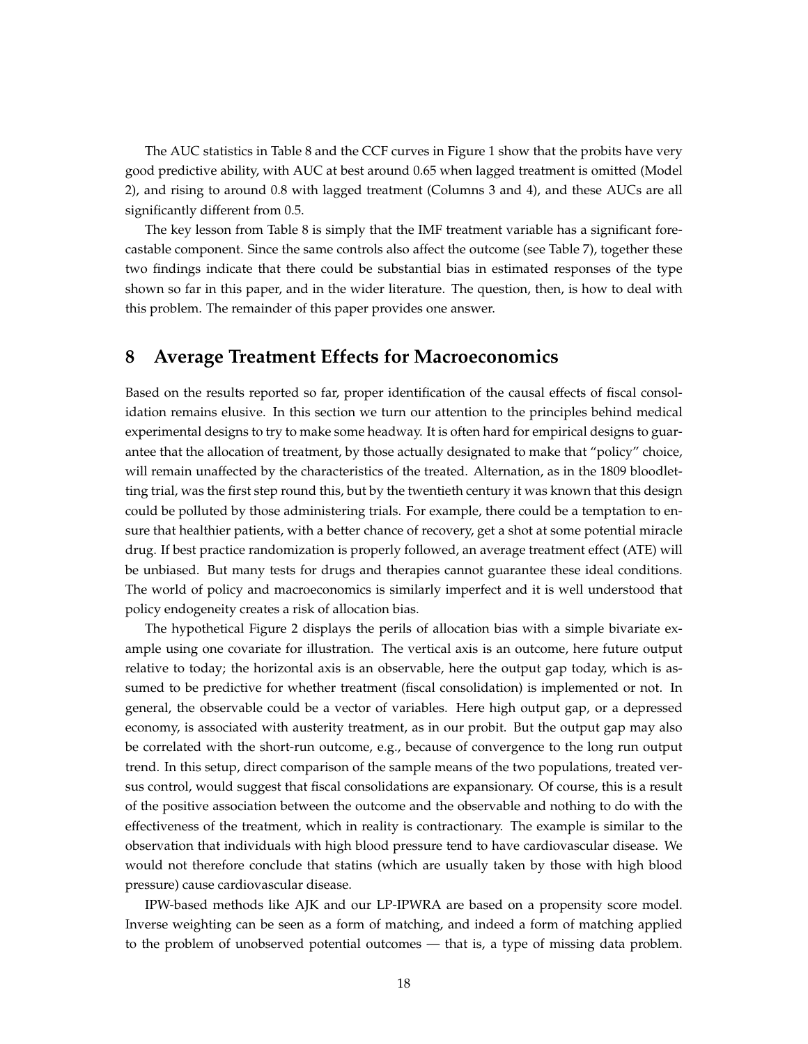The AUC statistics in Table 8 and the CCF curves in Figure 1 show that the probits have very good predictive ability, with AUC at best around 0.65 when lagged treatment is omitted (Model 2), and rising to around 0.8 with lagged treatment (Columns 3 and 4), and these AUCs are all significantly different from 0.5.

The key lesson from Table 8 is simply that the IMF treatment variable has a significant forecastable component. Since the same controls also affect the outcome (see Table 7), together these two findings indicate that there could be substantial bias in estimated responses of the type shown so far in this paper, and in the wider literature. The question, then, is how to deal with this problem. The remainder of this paper provides one answer.

## 8 Average Treatment Effects for Macroeconomics

Based on the results reported so far, proper identification of the causal effects of fiscal consolidation remains elusive. In this section we turn our attention to the principles behind medical experimental designs to try to make some headway. It is often hard for empirical designs to guarantee that the allocation of treatment, by those actually designated to make that "policy" choice, will remain unaffected by the characteristics of the treated. Alternation, as in the 1809 bloodletting trial, was the first step round this, but by the twentieth century it was known that this design could be polluted by those administering trials. For example, there could be a temptation to ensure that healthier patients, with a better chance of recovery, get a shot at some potential miracle drug. If best practice randomization is properly followed, an average treatment effect (ATE) will be unbiased. But many tests for drugs and therapies cannot guarantee these ideal conditions. The world of policy and macroeconomics is similarly imperfect and it is well understood that policy endogeneity creates a risk of allocation bias.

The hypothetical Figure 2 displays the perils of allocation bias with a simple bivariate example using one covariate for illustration. The vertical axis is an outcome, here future output relative to today; the horizontal axis is an observable, here the output gap today, which is assumed to be predictive for whether treatment (fiscal consolidation) is implemented or not. In general, the observable could be a vector of variables. Here high output gap, or a depressed economy, is associated with austerity treatment, as in our probit. But the output gap may also be correlated with the short-run outcome, e.g., because of convergence to the long run output trend. In this setup, direct comparison of the sample means of the two populations, treated versus control, would suggest that fiscal consolidations are expansionary. Of course, this is a result of the positive association between the outcome and the observable and nothing to do with the effectiveness of the treatment, which in reality is contractionary. The example is similar to the observation that individuals with high blood pressure tend to have cardiovascular disease. We would not therefore conclude that statins (which are usually taken by those with high blood pressure) cause cardiovascular disease.

IPW-based methods like AJK and our LP-IPWRA are based on a propensity score model. Inverse weighting can be seen as a form of matching, and indeed a form of matching applied to the problem of unobserved potential outcomes — that is, a type of missing data problem.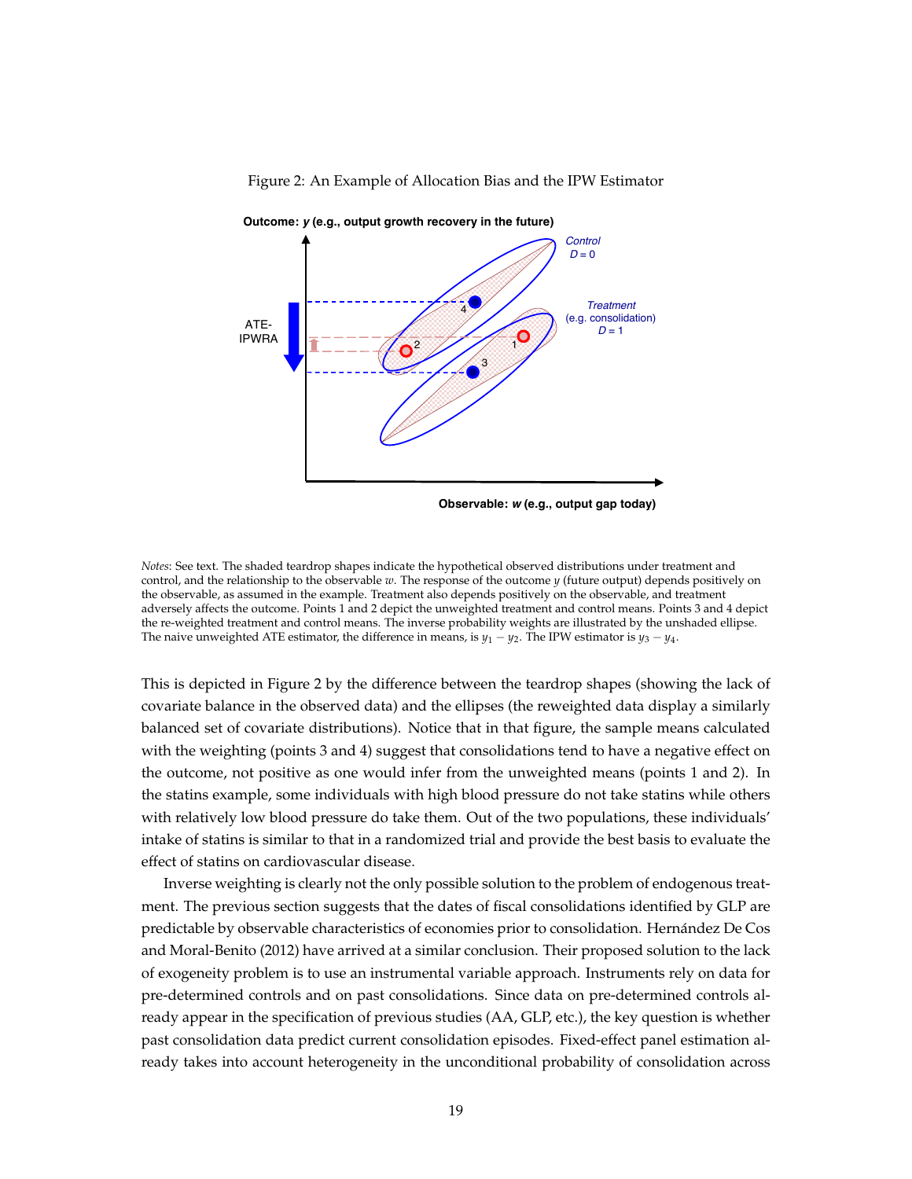Figure 2: An Example of Allocation Bias and the IPW Estimator

*Notes*: See text. The shaded teardrop shapes indicate the hypothetical observed distributions under treatment and control, and the relationship to the observable $w$. The response of the outcome $y$ (future output) depends positively on the observable, as assumed in the example. Treatment also depends positively on the observable, and treatment adversely affects the outcome. Points 1 and 2 depict the unweighted treatment and control means. Points 3 and 4 depict the re-weighted treatment and control means. The inverse probability weights are illustrated by the unshaded ellipse. The naive unweighted ATE estimator, the difference in means, is $y_1 - y_2$. The IPW estimator is $y_3 - y_4$.

This is depicted in Figure 2 by the difference between the teardrop shapes (showing the lack of covariate balance in the observed data) and the ellipses (the reweighted data display a similarly balanced set of covariate distributions). Notice that in that figure, the sample means calculated with the weighting (points 3 and 4) suggest that consolidations tend to have a negative effect on the outcome, not positive as one would infer from the unweighted means (points 1 and 2). In the statins example, some individuals with high blood pressure do not take statins while others with relatively low blood pressure do take them. Out of the two populations, these individuals' intake of statins is similar to that in a randomized trial and provide the best basis to evaluate the effect of statins on cardiovascular disease.

Inverse weighting is clearly not the only possible solution to the problem of endogenous treatment. The previous section suggests that the dates of fiscal consolidations identified by GLP are predictable by observable characteristics of economies prior to consolidation. Hernández De Cos and Moral-Benito (2012) have arrived at a similar conclusion. Their proposed solution to the lack of exogeneity problem is to use an instrumental variable approach. Instruments rely on data for pre-determined controls and on past consolidations. Since data on pre-determined controls already appear in the specification of previous studies (AA, GLP, etc.), the key question is whether past consolidation data predict current consolidation episodes. Fixed-effect panel estimation already takes into account heterogeneity in the unconditional probability of consolidation across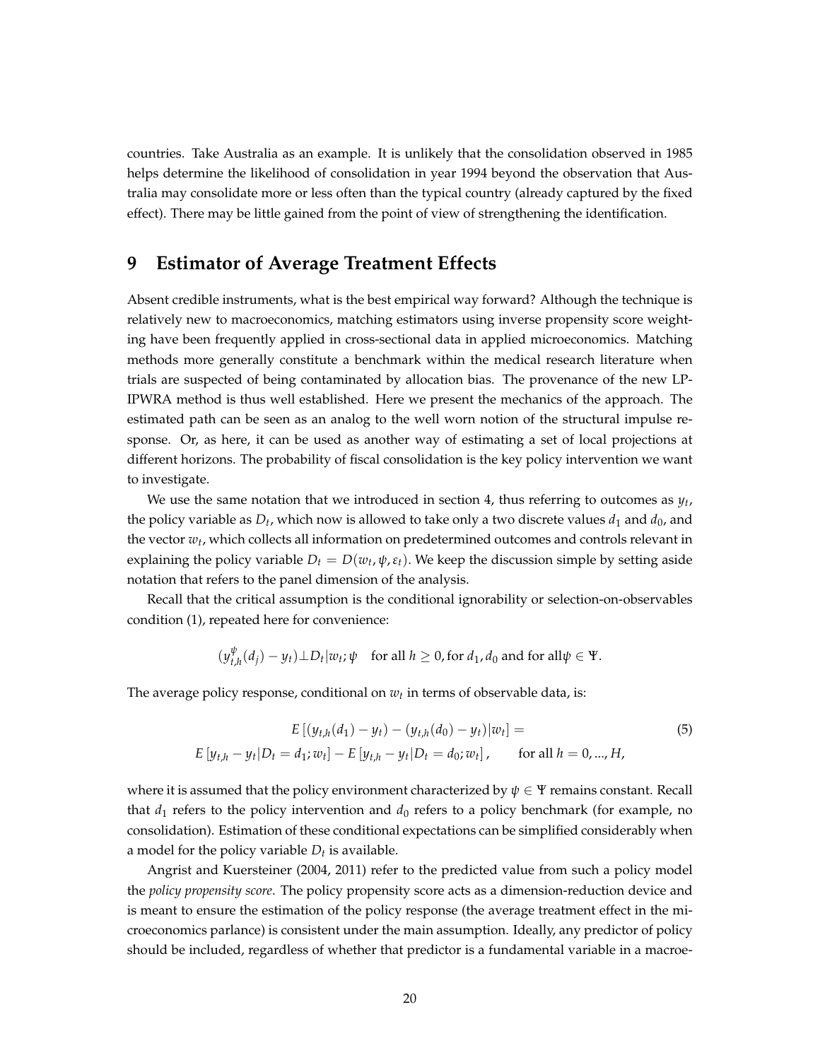countries. Take Australia as an example. It is unlikely that the consolidation observed in 1985 helps determine the likelihood of consolidation in year 1994 beyond the observation that Australia may consolidate more or less often than the typical country (already captured by the fixed effect). There may be little gained from the point of view of strengthening the identification.

# 9 Estimator of Average Treatment Effects

Absent credible instruments, what is the best empirical way forward? Although the technique is relatively new to macroeconomics, matching estimators using inverse propensity score weighting have been frequently applied in cross-sectional data in applied microeconomics. Matching methods more generally constitute a benchmark within the medical research literature when trials are suspected of being contaminated by allocation bias. The provenance of the new LP-IPWRA method is thus well established. Here we present the mechanics of the approach. The estimated path can be seen as an analog to the well worn notion of the structural impulse response. Or, as here, it can be used as another way of estimating a set of local projections at different horizons. The probability of fiscal consolidation is the key policy intervention we want to investigate.

We use the same notation that we introduced in section 4, thus referring to outcomes as $y_t$, the policy variable as $D_t$, which now is allowed to take only a two discrete values $d_1$ and $d_0$, and the vector $w_t$, which collects all information on predetermined outcomes and controls relevant in explaining the policy variable $D_t = D(w_t, \psi, \varepsilon_t)$. We keep the discussion simple by setting aside notation that refers to the panel dimension of the analysis.

Recall that the critical assumption is the conditional ignorability or selection-on-observables condition (1), repeated here for convenience:

$$(y^{\psi}_{t,h}(d_j) - y_t) \perp D_t | w_t; \psi \quad \text{for all } h \geq 0, \text{for } d_1, d_0 \text{ and for all} \psi \in \Psi.$$

The average policy response, conditional on $w_t$ in terms of observable data, is:

$$\begin{aligned} & E\left[(y_{t,h}(d_1) - y_t) - (y_{t,h}(d_0) - y_t)|w_t\right] = \\ & E\left[y_{t,h} - y_t|D_t = d_1; w_t\right] - E\left[y_{t,h} - y_t|D_t = d_0; w_t\right], \qquad \text{for all } h = 0, ..., H, \end{aligned} \tag{5}$$

where it is assumed that the policy environment characterized by $\psi \in \Psi$ remains constant. Recall that $d_1$ refers to the policy intervention and $d_0$ refers to a policy benchmark (for example, no consolidation). Estimation of these conditional expectations can be simplified considerably when a model for the policy variable $D_t$ is available.

Angrist and Kuersteiner (2004, 2011) refer to the predicted value from such a policy model the *policy propensity score*. The policy propensity score acts as a dimension-reduction device and is meant to ensure the estimation of the policy response (the average treatment effect in the microeconomics parlance) is consistent under the main assumption. Ideally, any predictor of policy should be included, regardless of whether that predictor is a fundamental variable in a macroe-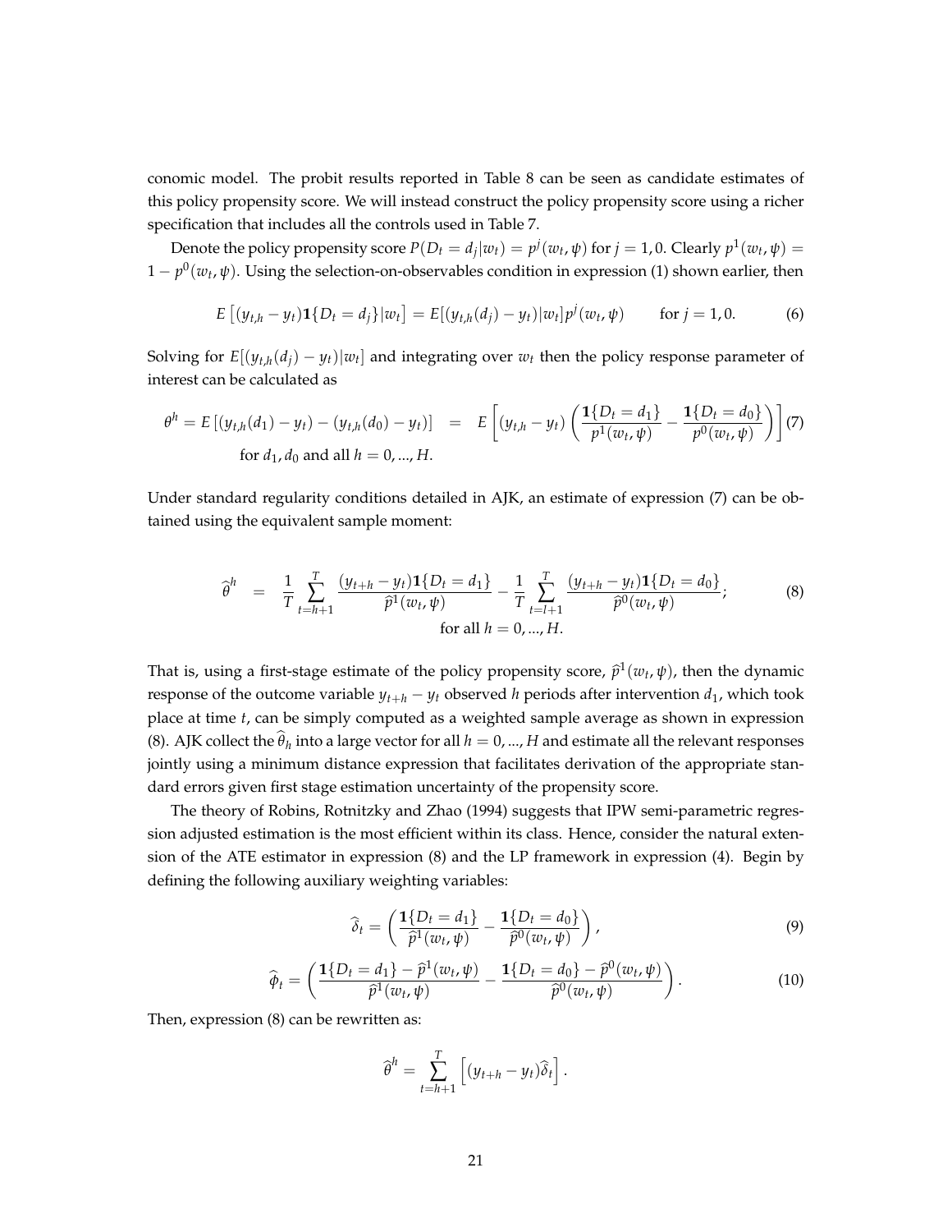conomic model. The probit results reported in Table 8 can be seen as candidate estimates of this policy propensity score. We will instead construct the policy propensity score using a richer specification that includes all the controls used in Table 7.

Denote the policy propensity score $P(D_t = d_j|w_t) = p^j(w_t, \psi)$ for $j = 1, 0$. Clearly $p^1(w_t, \psi) = 1 - p^0(w_t, \psi)$. Using the selection-on-observables condition in expression (1) shown earlier, then

$$E\left[(y_{t,h} - y_t)\mathbf{1}\{D_t = d_j\}|w_t\right] = E[(y_{t,h}(d_j) - y_t)|w_t]p^j(w_t, \psi) \qquad \text{for } j = 1, 0. \tag{6}$$

Solving for $E[(y_{t,h}(d_j) - y_t)|w_t]$ and integrating over $w_t$ then the policy response parameter of interest can be calculated as

$$\theta^h = E\left[(y_{t,h}(d_1) - y_t) - (y_{t,h}(d_0) - y_t)\right] = E\left[(y_{t,h} - y_t)\left(\frac{\mathbf{1}\{D_t = d_1\}}{p^1(w_t, \psi)} - \frac{\mathbf{1}\{D_t = d_0\}}{p^0(w_t, \psi)}\right)\right] \tag{7}$$
$$\text{for } d_1, d_0 \text{ and all } h = 0, ..., H.$$

Under standard regularity conditions detailed in AJK, an estimate of expression (7) can be obtained using the equivalent sample moment:

$$\widehat{\theta}^h = \frac{1}{T}\sum_{t=h+1}^{T}\frac{(y_{t+h} - y_t)\mathbf{1}\{D_t = d_1\}}{\widehat{p}^1(w_t, \psi)} - \frac{1}{T}\sum_{t=l+1}^{T}\frac{(y_{t+h} - y_t)\mathbf{1}\{D_t = d_0\}}{\widehat{p}^0(w_t, \psi)}; \tag{8}$$
$$\text{for all } h = 0, ..., H.$$

That is, using a first-stage estimate of the policy propensity score, $\widehat{p}^1(w_t, \psi)$, then the dynamic response of the outcome variable $y_{t+h} - y_t$ observed $h$ periods after intervention $d_1$, which took place at time $t$, can be simply computed as a weighted sample average as shown in expression (8). AJK collect the $\widehat{\theta}_h$ into a large vector for all $h = 0, ..., H$ and estimate all the relevant responses jointly using a minimum distance expression that facilitates derivation of the appropriate standard errors given first stage estimation uncertainty of the propensity score.

The theory of Robins, Rotnitzky and Zhao (1994) suggests that IPW semi-parametric regression adjusted estimation is the most efficient within its class. Hence, consider the natural extension of the ATE estimator in expression (8) and the LP framework in expression (4). Begin by defining the following auxiliary weighting variables:

$$\widehat{\delta}_t = \left(\frac{\mathbf{1}\{D_t = d_1\}}{\widehat{p}^1(w_t, \psi)} - \frac{\mathbf{1}\{D_t = d_0\}}{\widehat{p}^0(w_t, \psi)}\right), \tag{9}$$

$$\widehat{\phi}_t = \left(\frac{\mathbf{1}\{D_t = d_1\} - \widehat{p}^1(w_t, \psi)}{\widehat{p}^1(w_t, \psi)} - \frac{\mathbf{1}\{D_t = d_0\} - \widehat{p}^0(w_t, \psi)}{\widehat{p}^0(w_t, \psi)}\right). \tag{10}$$

Then, expression (8) can be rewritten as:

$$\widehat{\theta}^h = \sum_{t=h+1}^{T}\left[(y_{t+h} - y_t)\widehat{\delta}_t\right].$$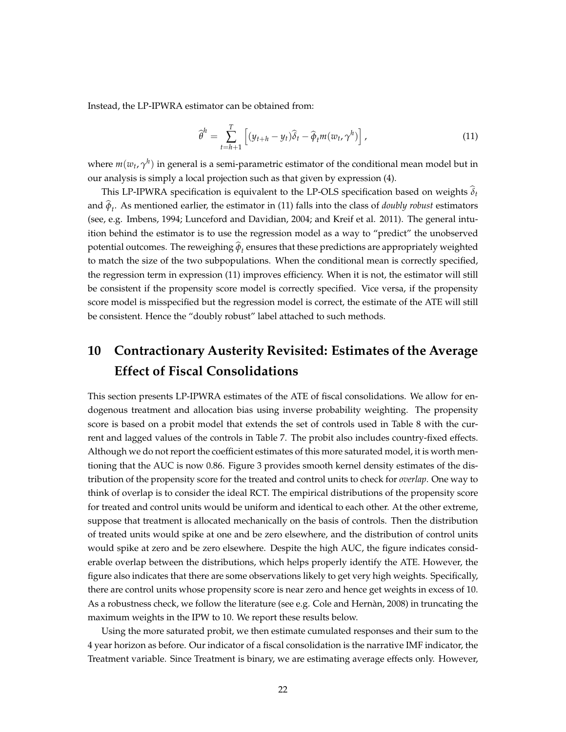Instead, the LP-IPWRA estimator can be obtained from:

$$\widehat{\theta}^h = \sum_{t=h+1}^{T} \left[ (y_{t+h} - y_t)\widehat{\delta}_t - \widehat{\phi}_t m(w_t, \gamma^h) \right], \tag{11}$$

where $m(w_t, \gamma^h)$ in general is a semi-parametric estimator of the conditional mean model but in our analysis is simply a local projection such as that given by expression (4).

This LP-IPWRA specification is equivalent to the LP-OLS specification based on weights $\widehat{\delta}_t$ and $\widehat{\phi}_t$. As mentioned earlier, the estimator in (11) falls into the class of *doubly robust* estimators (see, e.g. Imbens, 1994; Lunceford and Davidian, 2004; and Kreif et al. 2011). The general intuition behind the estimator is to use the regression model as a way to "predict" the unobserved potential outcomes. The reweighing $\widehat{\phi}_t$ ensures that these predictions are appropriately weighted to match the size of the two subpopulations. When the conditional mean is correctly specified, the regression term in expression (11) improves efficiency. When it is not, the estimator will still be consistent if the propensity score model is correctly specified. Vice versa, if the propensity score model is misspecified but the regression model is correct, the estimate of the ATE will still be consistent. Hence the "doubly robust" label attached to such methods.

# 10 Contractionary Austerity Revisited: Estimates of the Average Effect of Fiscal Consolidations

This section presents LP-IPWRA estimates of the ATE of fiscal consolidations. We allow for endogenous treatment and allocation bias using inverse probability weighting. The propensity score is based on a probit model that extends the set of controls used in Table 8 with the current and lagged values of the controls in Table 7. The probit also includes country-fixed effects. Although we do not report the coefficient estimates of this more saturated model, it is worth mentioning that the AUC is now 0.86. Figure 3 provides smooth kernel density estimates of the distribution of the propensity score for the treated and control units to check for *overlap*. One way to think of overlap is to consider the ideal RCT. The empirical distributions of the propensity score for treated and control units would be uniform and identical to each other. At the other extreme, suppose that treatment is allocated mechanically on the basis of controls. Then the distribution of treated units would spike at one and be zero elsewhere, and the distribution of control units would spike at zero and be zero elsewhere. Despite the high AUC, the figure indicates considerable overlap between the distributions, which helps properly identify the ATE. However, the figure also indicates that there are some observations likely to get very high weights. Specifically, there are control units whose propensity score is near zero and hence get weights in excess of 10. As a robustness check, we follow the literature (see e.g. Cole and Hernàn, 2008) in truncating the maximum weights in the IPW to 10. We report these results below.

Using the more saturated probit, we then estimate cumulated responses and their sum to the 4 year horizon as before. Our indicator of a fiscal consolidation is the narrative IMF indicator, the Treatment variable. Since Treatment is binary, we are estimating average effects only. However,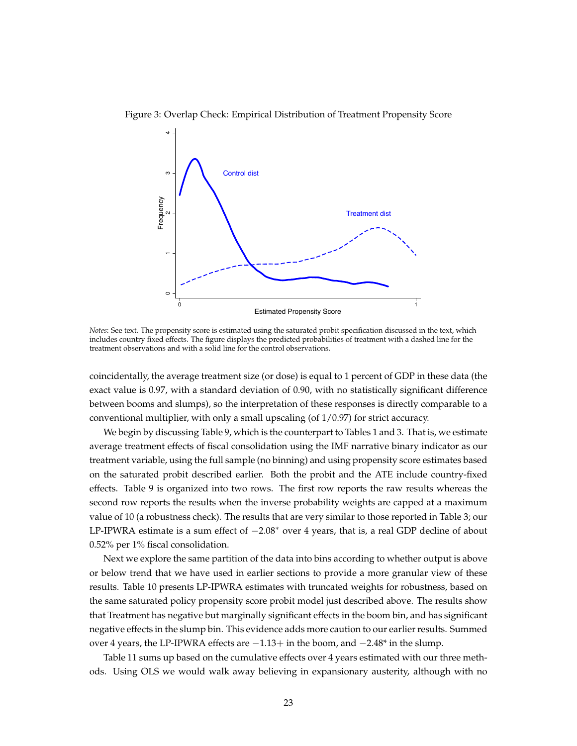Figure 3: Overlap Check: Empirical Distribution of Treatment Propensity Score

*Notes*: See text. The propensity score is estimated using the saturated probit specification discussed in the text, which includes country fixed effects. The figure displays the predicted probabilities of treatment with a dashed line for the treatment observations and with a solid line for the control observations.

coincidentally, the average treatment size (or dose) is equal to 1 percent of GDP in these data (the exact value is 0.97, with a standard deviation of 0.90, with no statistically significant difference between booms and slumps), so the interpretation of these responses is directly comparable to a conventional multiplier, with only a small upscaling (of 1/0.97) for strict accuracy.

We begin by discussing Table 9, which is the counterpart to Tables 1 and 3. That is, we estimate average treatment effects of fiscal consolidation using the IMF narrative binary indicator as our treatment variable, using the full sample (no binning) and using propensity score estimates based on the saturated probit described earlier. Both the probit and the ATE include country-fixed effects. Table 9 is organized into two rows. The first row reports the raw results whereas the second row reports the results when the inverse probability weights are capped at a maximum value of 10 (a robustness check). The results that are very similar to those reported in Table 3; our LP-IPWRA estimate is a sum effect of $-2.08^{*}$ over 4 years, that is, a real GDP decline of about 0.52% per 1% fiscal consolidation.

Next we explore the same partition of the data into bins according to whether output is above or below trend that we have used in earlier sections to provide a more granular view of these results. Table 10 presents LP-IPWRA estimates with truncated weights for robustness, based on the same saturated policy propensity score probit model just described above. The results show that Treatment has negative but marginally significant effects in the boom bin, and has significant negative effects in the slump bin. This evidence adds more caution to our earlier results. Summed over 4 years, the LP-IPWRA effects are $-1.13+$ in the boom, and $-2.48$* in the slump.

Table 11 sums up based on the cumulative effects over 4 years estimated with our three methods. Using OLS we would walk away believing in expansionary austerity, although with no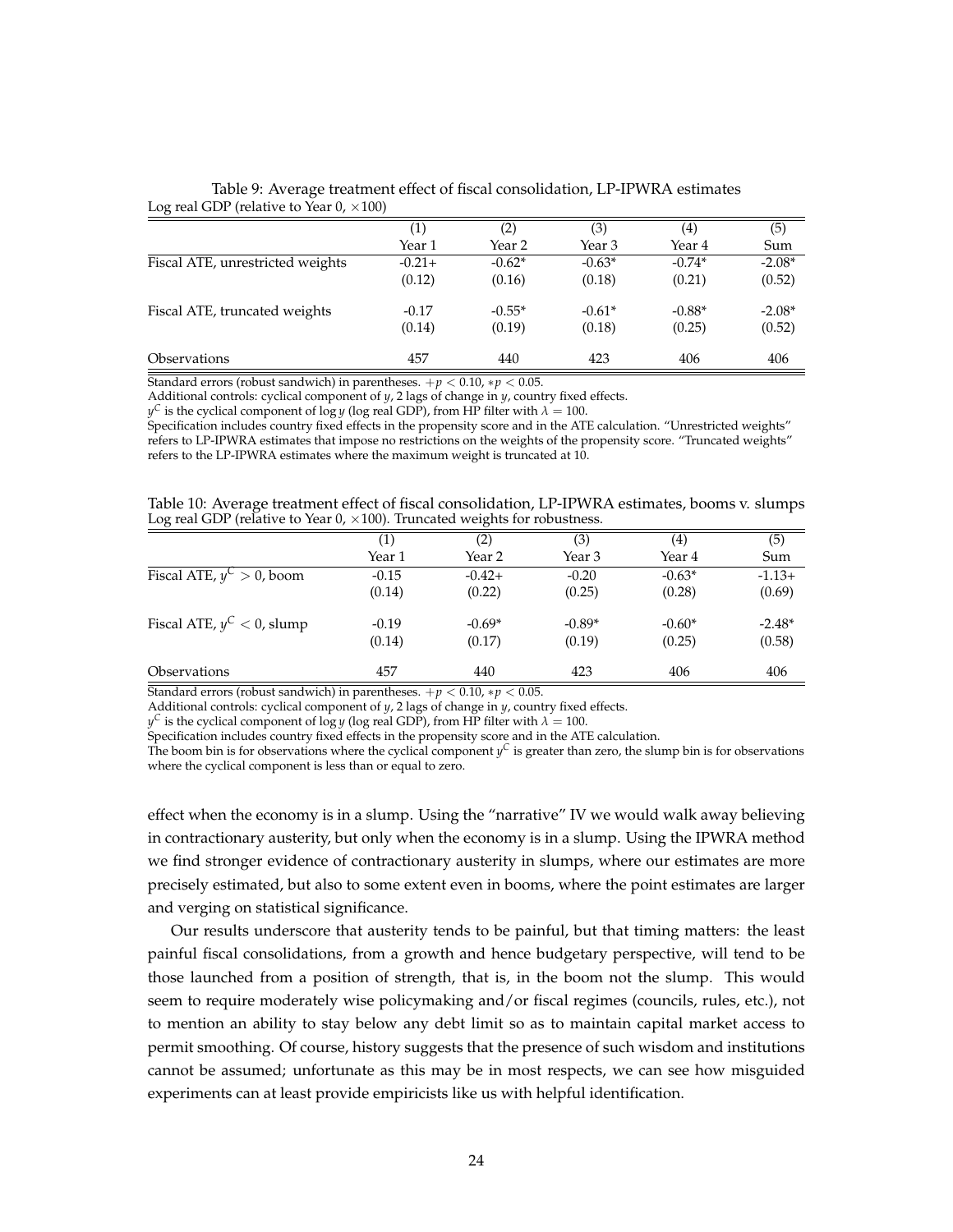Table 9: Average treatment effect of fiscal consolidation, LP-IPWRA estimates

Log real GDP (relative to Year 0, ×100)

| | (1) | (2) | (3) | (4) | (5) |
|---|---|---|---|---|---|
| | Year 1 | Year 2 | Year 3 | Year 4 | Sum |
| Fiscal ATE, unrestricted weights | -0.21+ | -0.62* | -0.63* | -0.74* | -2.08* |
| | (0.12) | (0.16) | (0.18) | (0.21) | (0.52) |
| Fiscal ATE, truncated weights | -0.17 | -0.55* | -0.61* | -0.88* | -2.08* |
| | (0.14) | (0.19) | (0.18) | (0.25) | (0.52) |
| Observations | 457 | 440 | 423 | 406 | 406 |

Standard errors (robust sandwich) in parentheses. $+p < 0.10$, $*p < 0.05$.

Additional controls: cyclical component of $y$, 2 lags of change in $y$, country fixed effects.

$y^C$ is the cyclical component of $\log y$ (log real GDP), from HP filter with $\lambda = 100$.

Specification includes country fixed effects in the propensity score and in the ATE calculation. "Unrestricted weights" refers to LP-IPWRA estimates that impose no restrictions on the weights of the propensity score. "Truncated weights" refers to the LP-IPWRA estimates where the maximum weight is truncated at 10.

Table 10: Average treatment effect of fiscal consolidation, LP-IPWRA estimates, booms v. slumps

Log real GDP (relative to Year 0, ×100). Truncated weights for robustness.

| | (1) | (2) | (3) | (4) | (5) |
|---|---|---|---|---|---|
| | Year 1 | Year 2 | Year 3 | Year 4 | Sum |
| Fiscal ATE, $y^C > 0$, boom | -0.15 | -0.42+ | -0.20 | -0.63* | -1.13+ |
| | (0.14) | (0.22) | (0.25) | (0.28) | (0.69) |
| Fiscal ATE, $y^C < 0$, slump | -0.19 | -0.69* | -0.89* | -0.60* | -2.48* |
| | (0.14) | (0.17) | (0.19) | (0.25) | (0.58) |
| Observations | 457 | 440 | 423 | 406 | 406 |

Standard errors (robust sandwich) in parentheses. $+p < 0.10$, $*p < 0.05$.

Additional controls: cyclical component of $y$, 2 lags of change in $y$, country fixed effects.

$y^C$ is the cyclical component of $\log y$ (log real GDP), from HP filter with $\lambda = 100$.

Specification includes country fixed effects in the propensity score and in the ATE calculation.

The boom bin is for observations where the cyclical component $y^C$ is greater than zero, the slump bin is for observations where the cyclical component is less than or equal to zero.

effect when the economy is in a slump. Using the "narrative" IV we would walk away believing in contractionary austerity, but only when the economy is in a slump. Using the IPWRA method we find stronger evidence of contractionary austerity in slumps, where our estimates are more precisely estimated, but also to some extent even in booms, where the point estimates are larger and verging on statistical significance.

Our results underscore that austerity tends to be painful, but that timing matters: the least painful fiscal consolidations, from a growth and hence budgetary perspective, will tend to be those launched from a position of strength, that is, in the boom not the slump. This would seem to require moderately wise policymaking and/or fiscal regimes (councils, rules, etc.), not to mention an ability to stay below any debt limit so as to maintain capital market access to permit smoothing. Of course, history suggests that the presence of such wisdom and institutions cannot be assumed; unfortunate as this may be in most respects, we can see how misguided experiments can at least provide empiricists like us with helpful identification.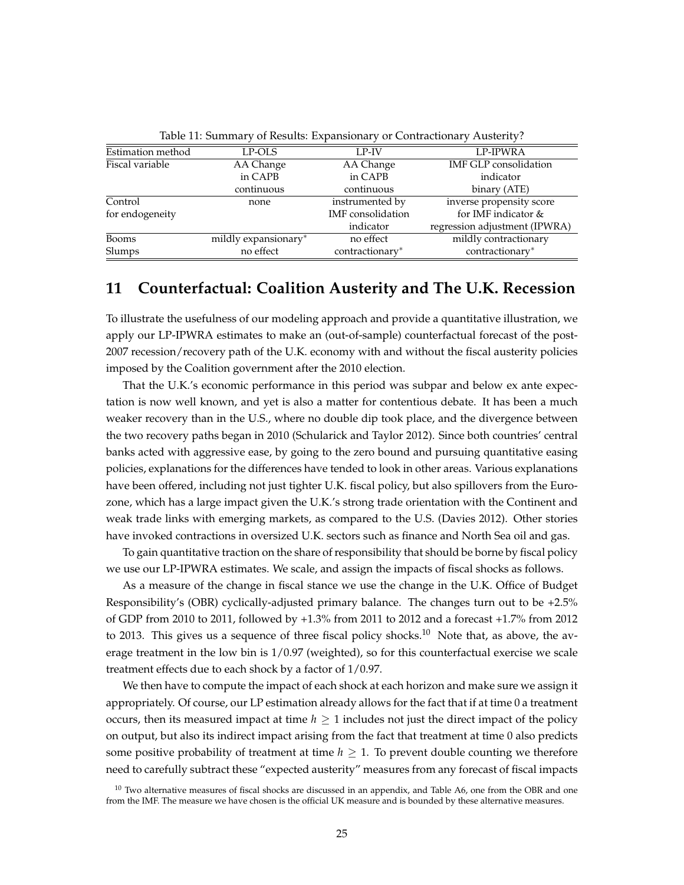Table 11: Summary of Results: Expansionary or Contractionary Austerity?

| Estimation method | LP-OLS | LP-IV | LP-IPWRA |
|---|---|---|---|
| Fiscal variable | AA Change in CAPB continuous | AA Change in CAPB continuous | IMF GLP consolidation indicator binary (ATE) |
| Control for endogeneity | none | instrumented by IMF consolidation indicator | inverse propensity score for IMF indicator & regression adjustment (IPWRA) |
| Booms | mildly expansionary* | no effect | mildly contractionary |
| Slumps | no effect | contractionary* | contractionary* |

## 11 Counterfactual: Coalition Austerity and The U.K. Recession

To illustrate the usefulness of our modeling approach and provide a quantitative illustration, we apply our LP-IPWRA estimates to make an (out-of-sample) counterfactual forecast of the post-2007 recession/recovery path of the U.K. economy with and without the fiscal austerity policies imposed by the Coalition government after the 2010 election.

That the U.K.'s economic performance in this period was subpar and below ex ante expectation is now well known, and yet is also a matter for contentious debate. It has been a much weaker recovery than in the U.S., where no double dip took place, and the divergence between the two recovery paths began in 2010 (Schularick and Taylor 2012). Since both countries' central banks acted with aggressive ease, by going to the zero bound and pursuing quantitative easing policies, explanations for the differences have tended to look in other areas. Various explanations have been offered, including not just tighter U.K. fiscal policy, but also spillovers from the Eurozone, which has a large impact given the U.K.'s strong trade orientation with the Continent and weak trade links with emerging markets, as compared to the U.S. (Davies 2012). Other stories have invoked contractions in oversized U.K. sectors such as finance and North Sea oil and gas.

To gain quantitative traction on the share of responsibility that should be borne by fiscal policy we use our LP-IPWRA estimates. We scale, and assign the impacts of fiscal shocks as follows.

As a measure of the change in fiscal stance we use the change in the U.K. Office of Budget Responsibility's (OBR) cyclically-adjusted primary balance. The changes turn out to be +2.5% of GDP from 2010 to 2011, followed by +1.3% from 2011 to 2012 and a forecast +1.7% from 2012 to 2013. This gives us a sequence of three fiscal policy shocks.[10] Note that, as above, the average treatment in the low bin is 1/0.97 (weighted), so for this counterfactual exercise we scale treatment effects due to each shock by a factor of 1/0.97.

We then have to compute the impact of each shock at each horizon and make sure we assign it appropriately. Of course, our LP estimation already allows for the fact that if at time 0 a treatment occurs, then its measured impact at time $h \geq 1$ includes not just the direct impact of the policy on output, but also its indirect impact arising from the fact that treatment at time 0 also predicts some positive probability of treatment at time $h \geq 1$. To prevent double counting we therefore need to carefully subtract these "expected austerity" measures from any forecast of fiscal impacts

[10] Two alternative measures of fiscal shocks are discussed in an appendix, and Table A6, one from the OBR and one from the IMF. The measure we have chosen is the official UK measure and is bounded by these alternative measures.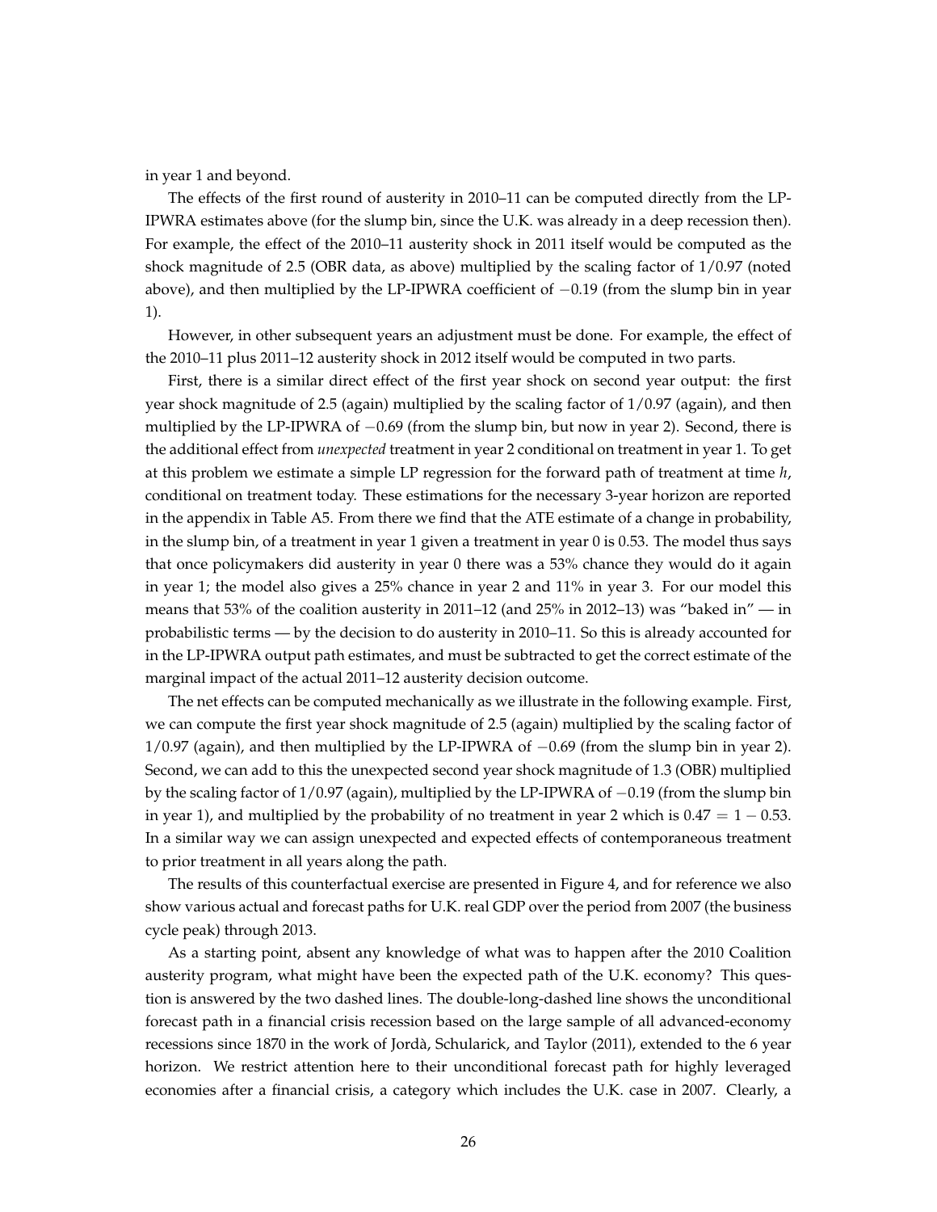in year 1 and beyond.

The effects of the first round of austerity in 2010–11 can be computed directly from the LP-IPWRA estimates above (for the slump bin, since the U.K. was already in a deep recession then). For example, the effect of the 2010–11 austerity shock in 2011 itself would be computed as the shock magnitude of 2.5 (OBR data, as above) multiplied by the scaling factor of $1/0.97$ (noted above), and then multiplied by the LP-IPWRA coefficient of $-0.19$ (from the slump bin in year 1).

However, in other subsequent years an adjustment must be done. For example, the effect of the 2010–11 plus 2011–12 austerity shock in 2012 itself would be computed in two parts.

First, there is a similar direct effect of the first year shock on second year output: the first year shock magnitude of 2.5 (again) multiplied by the scaling factor of $1/0.97$ (again), and then multiplied by the LP-IPWRA of $-0.69$ (from the slump bin, but now in year 2). Second, there is the additional effect from *unexpected* treatment in year 2 conditional on treatment in year 1. To get at this problem we estimate a simple LP regression for the forward path of treatment at time $h$, conditional on treatment today. These estimations for the necessary 3-year horizon are reported in the appendix in Table A5. From there we find that the ATE estimate of a change in probability, in the slump bin, of a treatment in year 1 given a treatment in year 0 is 0.53. The model thus says that once policymakers did austerity in year 0 there was a 53% chance they would do it again in year 1; the model also gives a 25% chance in year 2 and 11% in year 3. For our model this means that 53% of the coalition austerity in 2011–12 (and 25% in 2012–13) was "baked in" — in probabilistic terms — by the decision to do austerity in 2010–11. So this is already accounted for in the LP-IPWRA output path estimates, and must be subtracted to get the correct estimate of the marginal impact of the actual 2011–12 austerity decision outcome.

The net effects can be computed mechanically as we illustrate in the following example. First, we can compute the first year shock magnitude of 2.5 (again) multiplied by the scaling factor of $1/0.97$ (again), and then multiplied by the LP-IPWRA of $-0.69$ (from the slump bin in year 2). Second, we can add to this the unexpected second year shock magnitude of 1.3 (OBR) multiplied by the scaling factor of $1/0.97$ (again), multiplied by the LP-IPWRA of $-0.19$ (from the slump bin in year 1), and multiplied by the probability of no treatment in year 2 which is $0.47 = 1 - 0.53$. In a similar way we can assign unexpected and expected effects of contemporaneous treatment to prior treatment in all years along the path.

The results of this counterfactual exercise are presented in Figure 4, and for reference we also show various actual and forecast paths for U.K. real GDP over the period from 2007 (the business cycle peak) through 2013.

As a starting point, absent any knowledge of what was to happen after the 2010 Coalition austerity program, what might have been the expected path of the U.K. economy? This question is answered by the two dashed lines. The double-long-dashed line shows the unconditional forecast path in a financial crisis recession based on the large sample of all advanced-economy recessions since 1870 in the work of Jordà, Schularick, and Taylor (2011), extended to the 6 year horizon. We restrict attention here to their unconditional forecast path for highly leveraged economies after a financial crisis, a category which includes the U.K. case in 2007. Clearly, a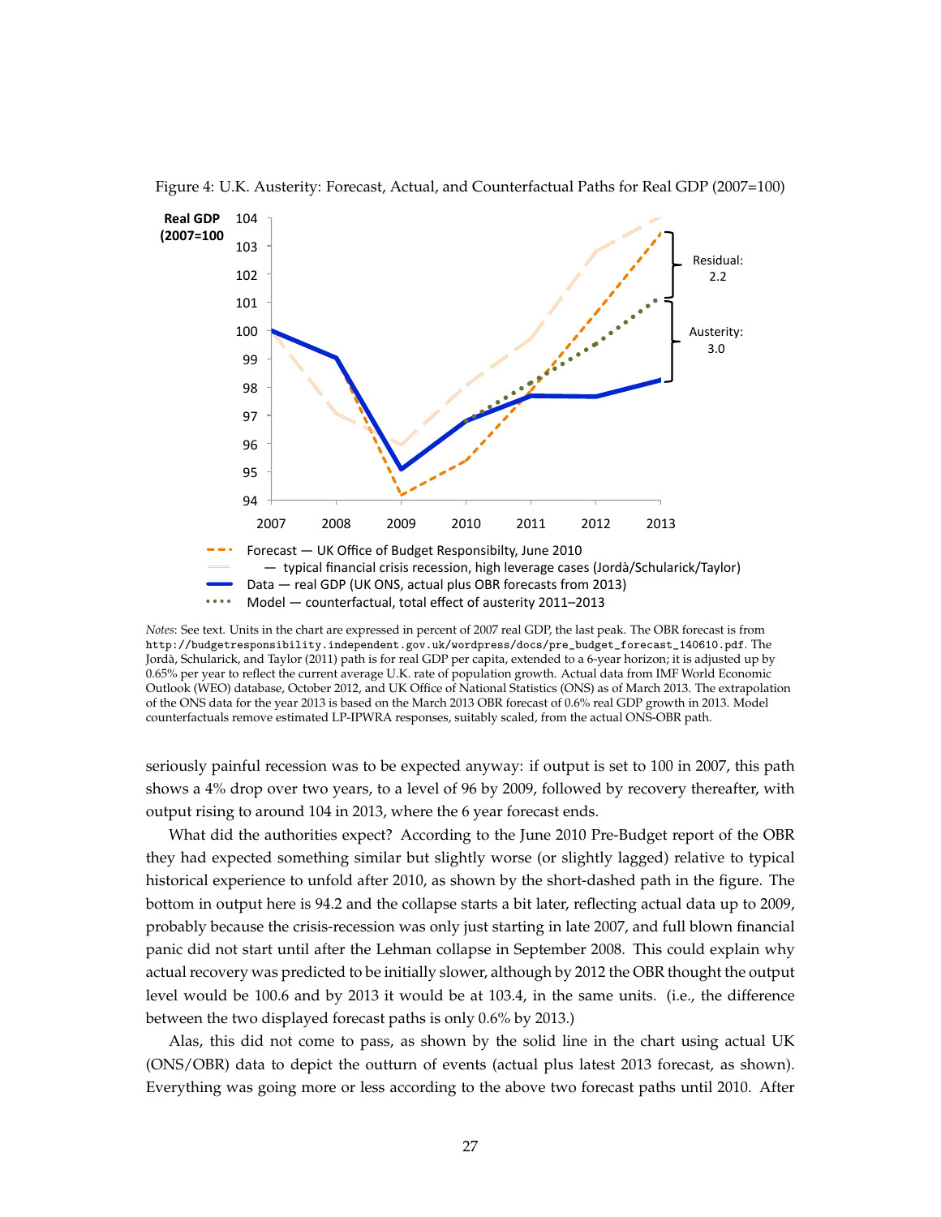Figure 4: U.K. Austerity: Forecast, Actual, and Counterfactual Paths for Real GDP (2007=100)

*Notes*: See text. Units in the chart are expressed in percent of 2007 real GDP, the last peak. The OBR forecast is from `http://budgetresponsibility.independent.gov.uk/wordpress/docs/pre_budget_forecast_140610.pdf`. The Jordà, Schularick, and Taylor (2011) path is for real GDP per capita, extended to a 6-year horizon; it is adjusted up by 0.65% per year to reflect the current average U.K. rate of population growth. Actual data from IMF World Economic Outlook (WEO) database, October 2012, and UK Office of National Statistics (ONS) as of March 2013. The extrapolation of the ONS data for the year 2013 is based on the March 2013 OBR forecast of 0.6% real GDP growth in 2013. Model counterfactuals remove estimated LP-IPWRA responses, suitably scaled, from the actual ONS-OBR path.

seriously painful recession was to be expected anyway: if output is set to 100 in 2007, this path shows a 4% drop over two years, to a level of 96 by 2009, followed by recovery thereafter, with output rising to around 104 in 2013, where the 6 year forecast ends.

What did the authorities expect? According to the June 2010 Pre-Budget report of the OBR they had expected something similar but slightly worse (or slightly lagged) relative to typical historical experience to unfold after 2010, as shown by the short-dashed path in the figure. The bottom in output here is 94.2 and the collapse starts a bit later, reflecting actual data up to 2009, probably because the crisis-recession was only just starting in late 2007, and full blown financial panic did not start until after the Lehman collapse in September 2008. This could explain why actual recovery was predicted to be initially slower, although by 2012 the OBR thought the output level would be 100.6 and by 2013 it would be at 103.4, in the same units. (i.e., the difference between the two displayed forecast paths is only 0.6% by 2013.)

Alas, this did not come to pass, as shown by the solid line in the chart using actual UK (ONS/OBR) data to depict the outturn of events (actual plus latest 2013 forecast, as shown). Everything was going more or less according to the above two forecast paths until 2010. After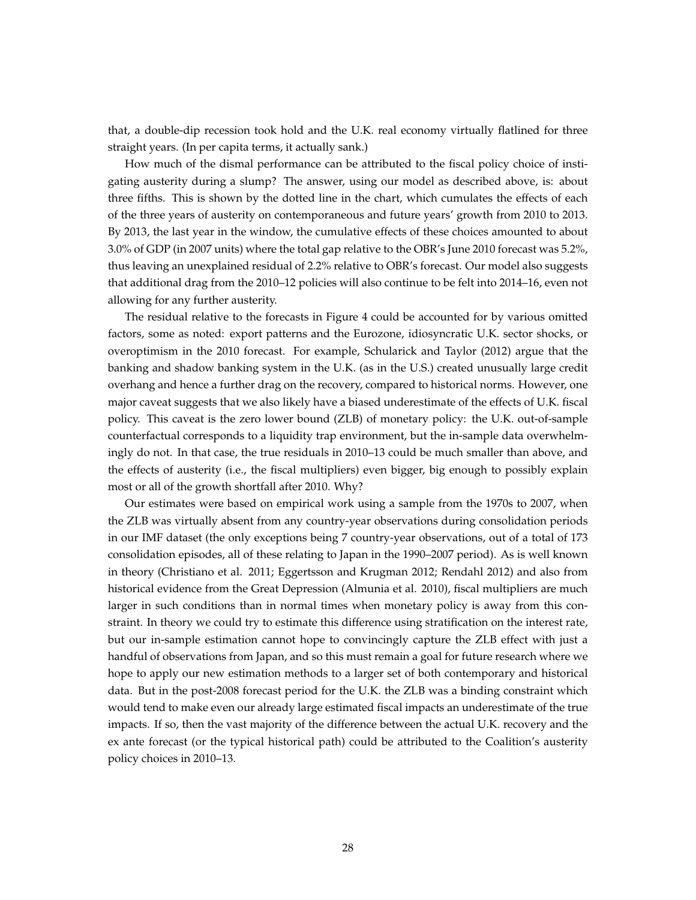that, a double-dip recession took hold and the U.K. real economy virtually flatlined for three straight years. (In per capita terms, it actually sank.)

How much of the dismal performance can be attributed to the fiscal policy choice of instigating austerity during a slump? The answer, using our model as described above, is: about three fifths. This is shown by the dotted line in the chart, which cumulates the effects of each of the three years of austerity on contemporaneous and future years' growth from 2010 to 2013. By 2013, the last year in the window, the cumulative effects of these choices amounted to about 3.0% of GDP (in 2007 units) where the total gap relative to the OBR's June 2010 forecast was 5.2%, thus leaving an unexplained residual of 2.2% relative to OBR's forecast. Our model also suggests that additional drag from the 2010–12 policies will also continue to be felt into 2014–16, even not allowing for any further austerity.

The residual relative to the forecasts in Figure 4 could be accounted for by various omitted factors, some as noted: export patterns and the Eurozone, idiosyncratic U.K. sector shocks, or overoptimism in the 2010 forecast. For example, Schularick and Taylor (2012) argue that the banking and shadow banking system in the U.K. (as in the U.S.) created unusually large credit overhang and hence a further drag on the recovery, compared to historical norms. However, one major caveat suggests that we also likely have a biased underestimate of the effects of U.K. fiscal policy. This caveat is the zero lower bound (ZLB) of monetary policy: the U.K. out-of-sample counterfactual corresponds to a liquidity trap environment, but the in-sample data overwhelmingly do not. In that case, the true residuals in 2010–13 could be much smaller than above, and the effects of austerity (i.e., the fiscal multipliers) even bigger, big enough to possibly explain most or all of the growth shortfall after 2010. Why?

Our estimates were based on empirical work using a sample from the 1970s to 2007, when the ZLB was virtually absent from any country-year observations during consolidation periods in our IMF dataset (the only exceptions being 7 country-year observations, out of a total of 173 consolidation episodes, all of these relating to Japan in the 1990–2007 period). As is well known in theory (Christiano et al. 2011; Eggertsson and Krugman 2012; Rendahl 2012) and also from historical evidence from the Great Depression (Almunia et al. 2010), fiscal multipliers are much larger in such conditions than in normal times when monetary policy is away from this constraint. In theory we could try to estimate this difference using stratification on the interest rate, but our in-sample estimation cannot hope to convincingly capture the ZLB effect with just a handful of observations from Japan, and so this must remain a goal for future research where we hope to apply our new estimation methods to a larger set of both contemporary and historical data. But in the post-2008 forecast period for the U.K. the ZLB was a binding constraint which would tend to make even our already large estimated fiscal impacts an underestimate of the true impacts. If so, then the vast majority of the difference between the actual U.K. recovery and the ex ante forecast (or the typical historical path) could be attributed to the Coalition's austerity policy choices in 2010–13.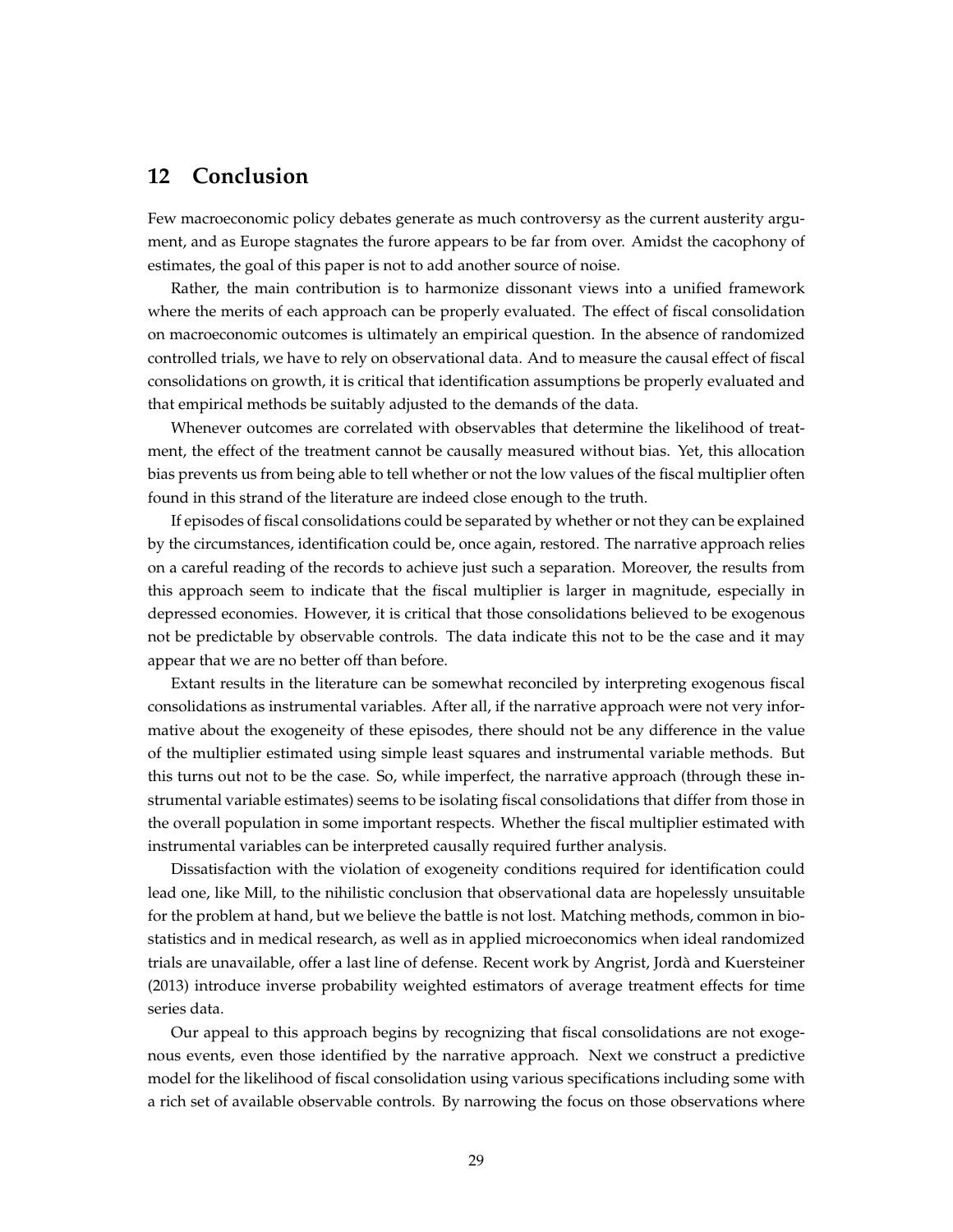## 12 Conclusion

Few macroeconomic policy debates generate as much controversy as the current austerity argument, and as Europe stagnates the furore appears to be far from over. Amidst the cacophony of estimates, the goal of this paper is not to add another source of noise.

Rather, the main contribution is to harmonize dissonant views into a unified framework where the merits of each approach can be properly evaluated. The effect of fiscal consolidation on macroeconomic outcomes is ultimately an empirical question. In the absence of randomized controlled trials, we have to rely on observational data. And to measure the causal effect of fiscal consolidations on growth, it is critical that identification assumptions be properly evaluated and that empirical methods be suitably adjusted to the demands of the data.

Whenever outcomes are correlated with observables that determine the likelihood of treatment, the effect of the treatment cannot be causally measured without bias. Yet, this allocation bias prevents us from being able to tell whether or not the low values of the fiscal multiplier often found in this strand of the literature are indeed close enough to the truth.

If episodes of fiscal consolidations could be separated by whether or not they can be explained by the circumstances, identification could be, once again, restored. The narrative approach relies on a careful reading of the records to achieve just such a separation. Moreover, the results from this approach seem to indicate that the fiscal multiplier is larger in magnitude, especially in depressed economies. However, it is critical that those consolidations believed to be exogenous not be predictable by observable controls. The data indicate this not to be the case and it may appear that we are no better off than before.

Extant results in the literature can be somewhat reconciled by interpreting exogenous fiscal consolidations as instrumental variables. After all, if the narrative approach were not very informative about the exogeneity of these episodes, there should not be any difference in the value of the multiplier estimated using simple least squares and instrumental variable methods. But this turns out not to be the case. So, while imperfect, the narrative approach (through these instrumental variable estimates) seems to be isolating fiscal consolidations that differ from those in the overall population in some important respects. Whether the fiscal multiplier estimated with instrumental variables can be interpreted causally required further analysis.

Dissatisfaction with the violation of exogeneity conditions required for identification could lead one, like Mill, to the nihilistic conclusion that observational data are hopelessly unsuitable for the problem at hand, but we believe the battle is not lost. Matching methods, common in biostatistics and in medical research, as well as in applied microeconomics when ideal randomized trials are unavailable, offer a last line of defense. Recent work by Angrist, Jordà and Kuersteiner (2013) introduce inverse probability weighted estimators of average treatment effects for time series data.

Our appeal to this approach begins by recognizing that fiscal consolidations are not exogenous events, even those identified by the narrative approach. Next we construct a predictive model for the likelihood of fiscal consolidation using various specifications including some with a rich set of available observable controls. By narrowing the focus on those observations where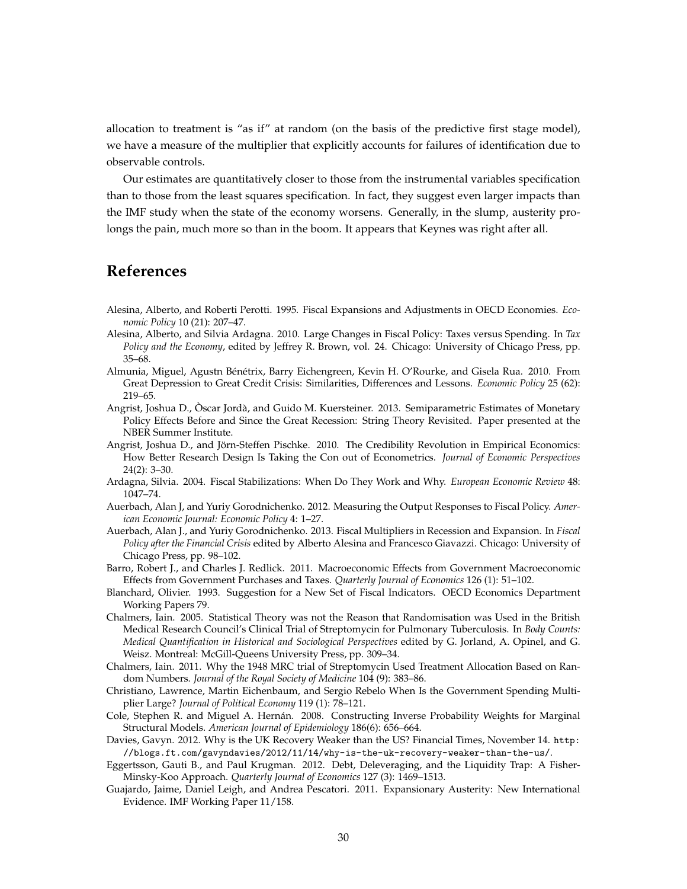allocation to treatment is "as if" at random (on the basis of the predictive first stage model), we have a measure of the multiplier that explicitly accounts for failures of identification due to observable controls.

Our estimates are quantitatively closer to those from the instrumental variables specification than to those from the least squares specification. In fact, they suggest even larger impacts than the IMF study when the state of the economy worsens. Generally, in the slump, austerity prolongs the pain, much more so than in the boom. It appears that Keynes was right after all.

## References

Alesina, Alberto, and Roberti Perotti. 1995. Fiscal Expansions and Adjustments in OECD Economies. *Economic Policy* 10 (21): 207–47.

Alesina, Alberto, and Silvia Ardagna. 2010. Large Changes in Fiscal Policy: Taxes versus Spending. In *Tax Policy and the Economy*, edited by Jeffrey R. Brown, vol. 24. Chicago: University of Chicago Press, pp. 35–68.

Almunia, Miguel, Agustn Bénétrix, Barry Eichengreen, Kevin H. O'Rourke, and Gisela Rua. 2010. From Great Depression to Great Credit Crisis: Similarities, Differences and Lessons. *Economic Policy* 25 (62): 219–65.

Angrist, Joshua D., Òscar Jordà, and Guido M. Kuersteiner. 2013. Semiparametric Estimates of Monetary Policy Effects Before and Since the Great Recession: String Theory Revisited. Paper presented at the NBER Summer Institute.

Angrist, Joshua D., and Jörn-Steffen Pischke. 2010. The Credibility Revolution in Empirical Economics: How Better Research Design Is Taking the Con out of Econometrics. *Journal of Economic Perspectives* 24(2): 3–30.

Ardagna, Silvia. 2004. Fiscal Stabilizations: When Do They Work and Why. *European Economic Review* 48: 1047–74.

Auerbach, Alan J, and Yuriy Gorodnichenko. 2012. Measuring the Output Responses to Fiscal Policy. *American Economic Journal: Economic Policy* 4: 1–27.

Auerbach, Alan J., and Yuriy Gorodnichenko. 2013. Fiscal Multipliers in Recession and Expansion. In *Fiscal Policy after the Financial Crisis* edited by Alberto Alesina and Francesco Giavazzi. Chicago: University of Chicago Press, pp. 98–102.

Barro, Robert J., and Charles J. Redlick. 2011. Macroeconomic Effects from Government Macroeconomic Effects from Government Purchases and Taxes. *Quarterly Journal of Economics* 126 (1): 51–102.

Blanchard, Olivier. 1993. Suggestion for a New Set of Fiscal Indicators. OECD Economics Department Working Papers 79.

Chalmers, Iain. 2005. Statistical Theory was not the Reason that Randomisation was Used in the British Medical Research Council's Clinical Trial of Streptomycin for Pulmonary Tuberculosis. In *Body Counts: Medical Quantification in Historical and Sociological Perspectives* edited by G. Jorland, A. Opinel, and G. Weisz. Montreal: McGill-Queens University Press, pp. 309–34.

Chalmers, Iain. 2011. Why the 1948 MRC trial of Streptomycin Used Treatment Allocation Based on Random Numbers. *Journal of the Royal Society of Medicine* 104 (9): 383–86.

Christiano, Lawrence, Martin Eichenbaum, and Sergio Rebelo When Is the Government Spending Multiplier Large? *Journal of Political Economy* 119 (1): 78–121.

Cole, Stephen R. and Miguel A. Hernán. 2008. Constructing Inverse Probability Weights for Marginal Structural Models. *American Journal of Epidemiology* 186(6): 656–664.

Davies, Gavyn. 2012. Why is the UK Recovery Weaker than the US? Financial Times, November 14. `http://blogs.ft.com/gavyndavies/2012/11/14/why-is-the-uk-recovery-weaker-than-the-us/`.

Eggertsson, Gauti B., and Paul Krugman. 2012. Debt, Deleveraging, and the Liquidity Trap: A Fisher-Minsky-Koo Approach. *Quarterly Journal of Economics* 127 (3): 1469–1513.

Guajardo, Jaime, Daniel Leigh, and Andrea Pescatori. 2011. Expansionary Austerity: New International Evidence. IMF Working Paper 11/158.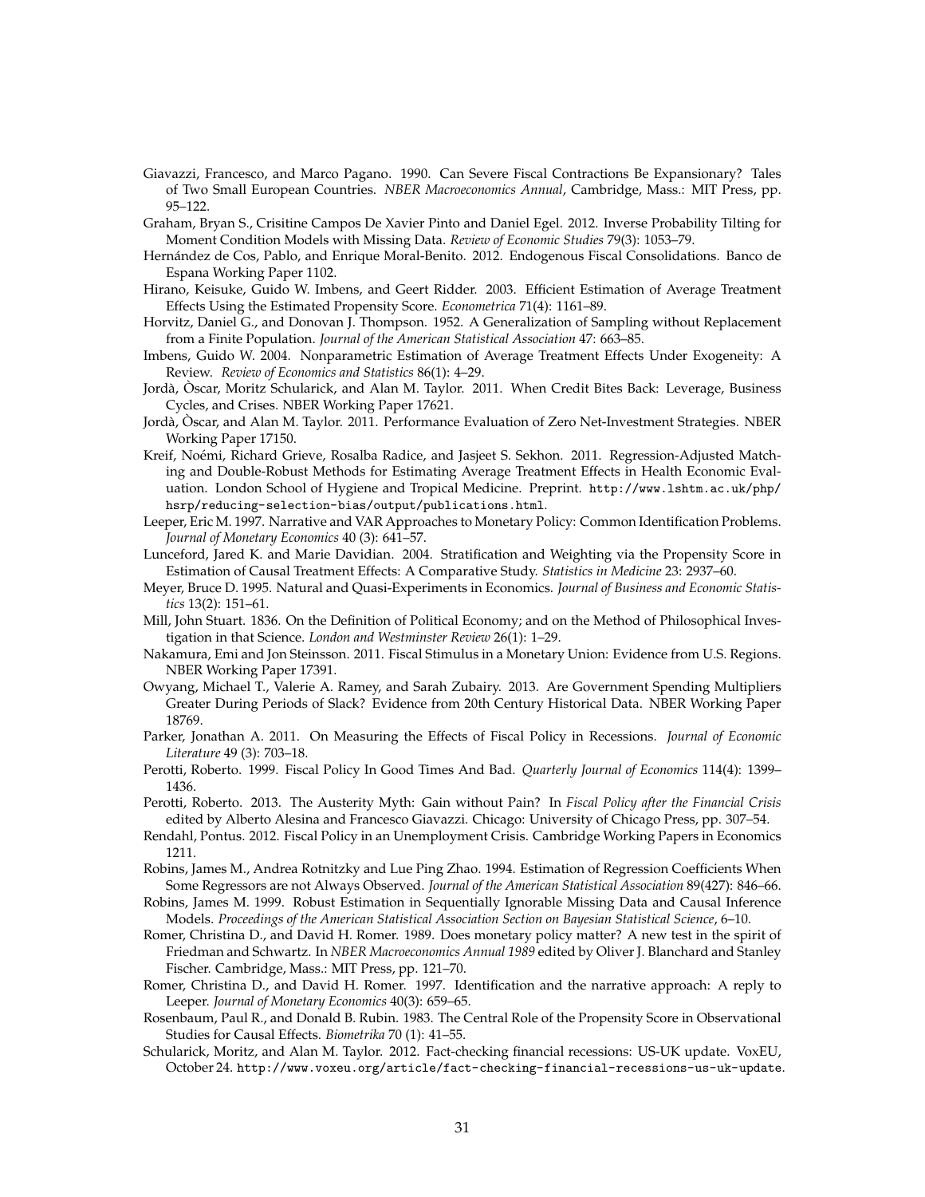Giavazzi, Francesco, and Marco Pagano. 1990. Can Severe Fiscal Contractions Be Expansionary? Tales of Two Small European Countries. *NBER Macroeconomics Annual*, Cambridge, Mass.: MIT Press, pp. 95–122.

Graham, Bryan S., Crisitine Campos De Xavier Pinto and Daniel Egel. 2012. Inverse Probability Tilting for Moment Condition Models with Missing Data. *Review of Economic Studies* 79(3): 1053–79.

Hernández de Cos, Pablo, and Enrique Moral-Benito. 2012. Endogenous Fiscal Consolidations. Banco de Espana Working Paper 1102.

Hirano, Keisuke, Guido W. Imbens, and Geert Ridder. 2003. Efficient Estimation of Average Treatment Effects Using the Estimated Propensity Score. *Econometrica* 71(4): 1161–89.

Horvitz, Daniel G., and Donovan J. Thompson. 1952. A Generalization of Sampling without Replacement from a Finite Population. *Journal of the American Statistical Association* 47: 663–85.

Imbens, Guido W. 2004. Nonparametric Estimation of Average Treatment Effects Under Exogeneity: A Review. *Review of Economics and Statistics* 86(1): 4–29.

Jordà, Òscar, Moritz Schularick, and Alan M. Taylor. 2011. When Credit Bites Back: Leverage, Business Cycles, and Crises. NBER Working Paper 17621.

Jordà, Òscar, and Alan M. Taylor. 2011. Performance Evaluation of Zero Net-Investment Strategies. NBER Working Paper 17150.

Kreif, Noémi, Richard Grieve, Rosalba Radice, and Jasjeet S. Sekhon. 2011. Regression-Adjusted Matching and Double-Robust Methods for Estimating Average Treatment Effects in Health Economic Evaluation. London School of Hygiene and Tropical Medicine. Preprint. `http://www.lshtm.ac.uk/php/hsrp/reducing-selection-bias/output/publications.html`.

Leeper, Eric M. 1997. Narrative and VAR Approaches to Monetary Policy: Common Identification Problems. *Journal of Monetary Economics* 40 (3): 641–57.

Lunceford, Jared K. and Marie Davidian. 2004. Stratification and Weighting via the Propensity Score in Estimation of Causal Treatment Effects: A Comparative Study. *Statistics in Medicine* 23: 2937–60.

Meyer, Bruce D. 1995. Natural and Quasi-Experiments in Economics. *Journal of Business and Economic Statistics* 13(2): 151–61.

Mill, John Stuart. 1836. On the Definition of Political Economy; and on the Method of Philosophical Investigation in that Science. *London and Westminster Review* 26(1): 1–29.

Nakamura, Emi and Jon Steinsson. 2011. Fiscal Stimulus in a Monetary Union: Evidence from U.S. Regions. NBER Working Paper 17391.

Owyang, Michael T., Valerie A. Ramey, and Sarah Zubairy. 2013. Are Government Spending Multipliers Greater During Periods of Slack? Evidence from 20th Century Historical Data. NBER Working Paper 18769.

Parker, Jonathan A. 2011. On Measuring the Effects of Fiscal Policy in Recessions. *Journal of Economic Literature* 49 (3): 703–18.

Perotti, Roberto. 1999. Fiscal Policy In Good Times And Bad. *Quarterly Journal of Economics* 114(4): 1399–1436.

Perotti, Roberto. 2013. The Austerity Myth: Gain without Pain? In *Fiscal Policy after the Financial Crisis* edited by Alberto Alesina and Francesco Giavazzi. Chicago: University of Chicago Press, pp. 307–54.

Rendahl, Pontus. 2012. Fiscal Policy in an Unemployment Crisis. Cambridge Working Papers in Economics 1211.

Robins, James M., Andrea Rotnitzky and Lue Ping Zhao. 1994. Estimation of Regression Coefficients When Some Regressors are not Always Observed. *Journal of the American Statistical Association* 89(427): 846–66.

Robins, James M. 1999. Robust Estimation in Sequentially Ignorable Missing Data and Causal Inference Models. *Proceedings of the American Statistical Association Section on Bayesian Statistical Science*, 6–10.

Romer, Christina D., and David H. Romer. 1989. Does monetary policy matter? A new test in the spirit of Friedman and Schwartz. In *NBER Macroeconomics Annual 1989* edited by Oliver J. Blanchard and Stanley Fischer. Cambridge, Mass.: MIT Press, pp. 121–70.

Romer, Christina D., and David H. Romer. 1997. Identification and the narrative approach: A reply to Leeper. *Journal of Monetary Economics* 40(3): 659–65.

Rosenbaum, Paul R., and Donald B. Rubin. 1983. The Central Role of the Propensity Score in Observational Studies for Causal Effects. *Biometrika* 70 (1): 41–55.

Schularick, Moritz, and Alan M. Taylor. 2012. Fact-checking financial recessions: US-UK update. VoxEU, October 24. `http://www.voxeu.org/article/fact-checking-financial-recessions-us-uk-update`.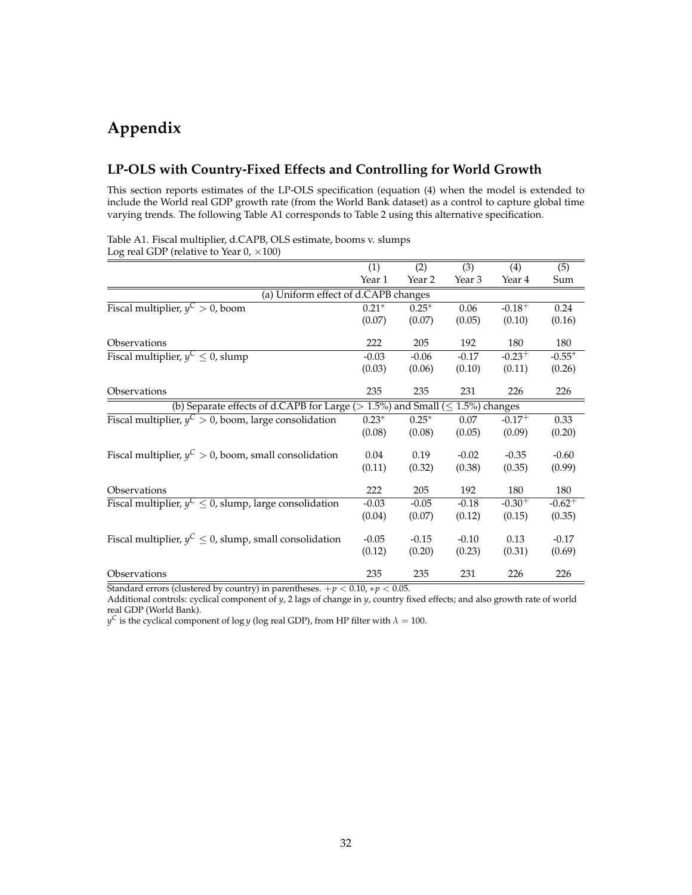# Appendix

## LP-OLS with Country-Fixed Effects and Controlling for World Growth

This section reports estimates of the LP-OLS specification (equation (4) when the model is extended to include the World real GDP growth rate (from the World Bank dataset) as a control to capture global time varying trends. The following Table A1 corresponds to Table 2 using this alternative specification.

Table A1. Fiscal multiplier, d.CAPB, OLS estimate, booms v. slumps
Log real GDP (relative to Year 0, $\times 100$)

| | (1) | (2) | (3) | (4) | (5) |
|---|---|---|---|---|---|
| | Year 1 | Year 2 | Year 3 | Year 4 | Sum |
| (a) Uniform effect of d.CAPB changes | | | | | |
| Fiscal multiplier, $y^C > 0$, boom | 0.21* | 0.25* | 0.06 | -0.18+ | 0.24 |
| | (0.07) | (0.07) | (0.05) | (0.10) | (0.16) |
| Observations | 222 | 205 | 192 | 180 | 180 |
| Fiscal multiplier, $y^C \leq 0$, slump | -0.03 | -0.06 | -0.17 | -0.23+ | -0.55* |
| | (0.03) | (0.06) | (0.10) | (0.11) | (0.26) |
| Observations | 235 | 235 | 231 | 226 | 226 |
| (b) Separate effects of d.CAPB for Large ($> 1.5\%$) and Small ($\leq 1.5\%$) changes | | | | | |
| Fiscal multiplier, $y^C > 0$, boom, large consolidation | 0.23* | 0.25* | 0.07 | -0.17+ | 0.33 |
| | (0.08) | (0.08) | (0.05) | (0.09) | (0.20) |
| Fiscal multiplier, $y^C > 0$, boom, small consolidation | 0.04 | 0.19 | -0.02 | -0.35 | -0.60 |
| | (0.11) | (0.32) | (0.38) | (0.35) | (0.99) |
| Observations | 222 | 205 | 192 | 180 | 180 |
| Fiscal multiplier, $y^C \leq 0$, slump, large consolidation | -0.03 | -0.05 | -0.18 | -0.30+ | -0.62+ |
| | (0.04) | (0.07) | (0.12) | (0.15) | (0.35) |
| Fiscal multiplier, $y^C \leq 0$, slump, small consolidation | -0.05 | -0.15 | -0.10 | 0.13 | -0.17 |
| | (0.12) | (0.20) | (0.23) | (0.31) | (0.69) |
| Observations | 235 | 235 | 231 | 226 | 226 |

Standard errors (clustered by country) in parentheses. $+p < 0.10$, $*p < 0.05$.
Additional controls: cyclical component of $y$, 2 lags of change in $y$, country fixed effects; and also growth rate of world real GDP (World Bank).
$y^C$ is the cyclical component of $\log y$ (log real GDP), from HP filter with $\lambda = 100$.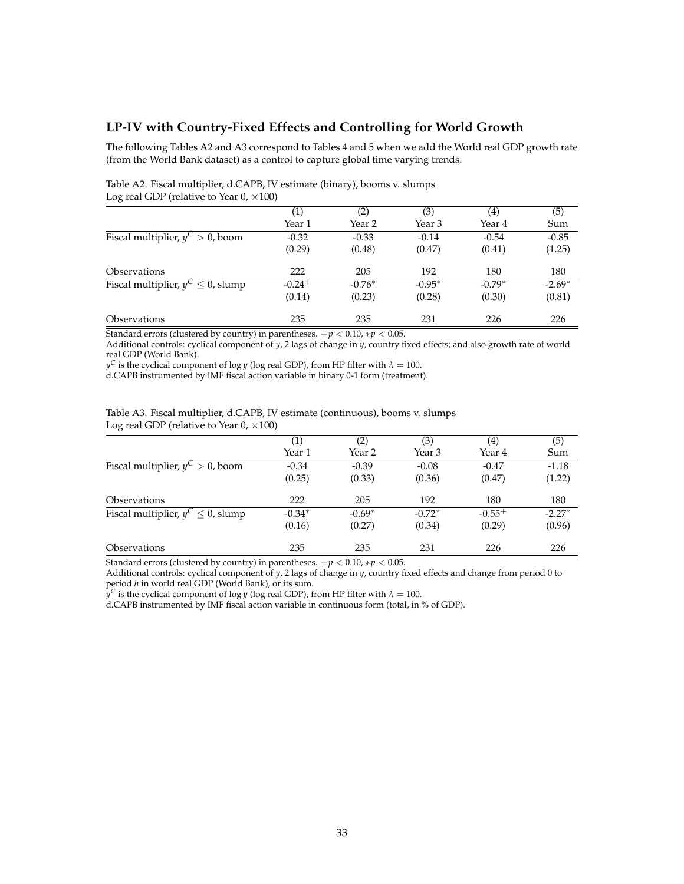## LP-IV with Country-Fixed Effects and Controlling for World Growth

The following Tables A2 and A3 correspond to Tables 4 and 5 when we add the World real GDP growth rate (from the World Bank dataset) as a control to capture global time varying trends.

Table A2. Fiscal multiplier, d.CAPB, IV estimate (binary), booms v. slumps
Log real GDP (relative to Year 0, $\times 100$)

| | (1) | (2) | (3) | (4) | (5) |
|---|---|---|---|---|---|
| | Year 1 | Year 2 | Year 3 | Year 4 | Sum |
| Fiscal multiplier, $y^C > 0$, boom | -0.32 | -0.33 | -0.14 | -0.54 | -0.85 |
| | (0.29) | (0.48) | (0.47) | (0.41) | (1.25) |
| Observations | 222 | 205 | 192 | 180 | 180 |
| Fiscal multiplier, $y^C \leq 0$, slump | $-0.24^{+}$ | $-0.76^{*}$ | $-0.95^{*}$ | $-0.79^{*}$ | $-2.69^{*}$ |
| | (0.14) | (0.23) | (0.28) | (0.30) | (0.81) |
| Observations | 235 | 235 | 231 | 226 | 226 |

Standard errors (clustered by country) in parentheses. $+p < 0.10$, $*p < 0.05$.
Additional controls: cyclical component of $y$, 2 lags of change in $y$, country fixed effects; and also growth rate of world real GDP (World Bank).
$y^C$ is the cyclical component of $\log y$ (log real GDP), from HP filter with $\lambda = 100$.
d.CAPB instrumented by IMF fiscal action variable in binary 0-1 form (treatment).

Table A3. Fiscal multiplier, d.CAPB, IV estimate (continuous), booms v. slumps
Log real GDP (relative to Year 0, $\times 100$)

| | (1) | (2) | (3) | (4) | (5) |
|---|---|---|---|---|---|
| | Year 1 | Year 2 | Year 3 | Year 4 | Sum |
| Fiscal multiplier, $y^C > 0$, boom | -0.34 | -0.39 | -0.08 | -0.47 | -1.18 |
| | (0.25) | (0.33) | (0.36) | (0.47) | (1.22) |
| Observations | 222 | 205 | 192 | 180 | 180 |
| Fiscal multiplier, $y^C \leq 0$, slump | $-0.34^{*}$ | $-0.69^{*}$ | $-0.72^{*}$ | $-0.55^{+}$ | $-2.27^{*}$ |
| | (0.16) | (0.27) | (0.34) | (0.29) | (0.96) |
| Observations | 235 | 235 | 231 | 226 | 226 |

Standard errors (clustered by country) in parentheses. $+p < 0.10$, $*p < 0.05$.
Additional controls: cyclical component of $y$, 2 lags of change in $y$, country fixed effects and change from period 0 to period $h$ in world real GDP (World Bank), or its sum.
$y^C$ is the cyclical component of $\log y$ (log real GDP), from HP filter with $\lambda = 100$.
d.CAPB instrumented by IMF fiscal action variable in continuous form (total, in % of GDP).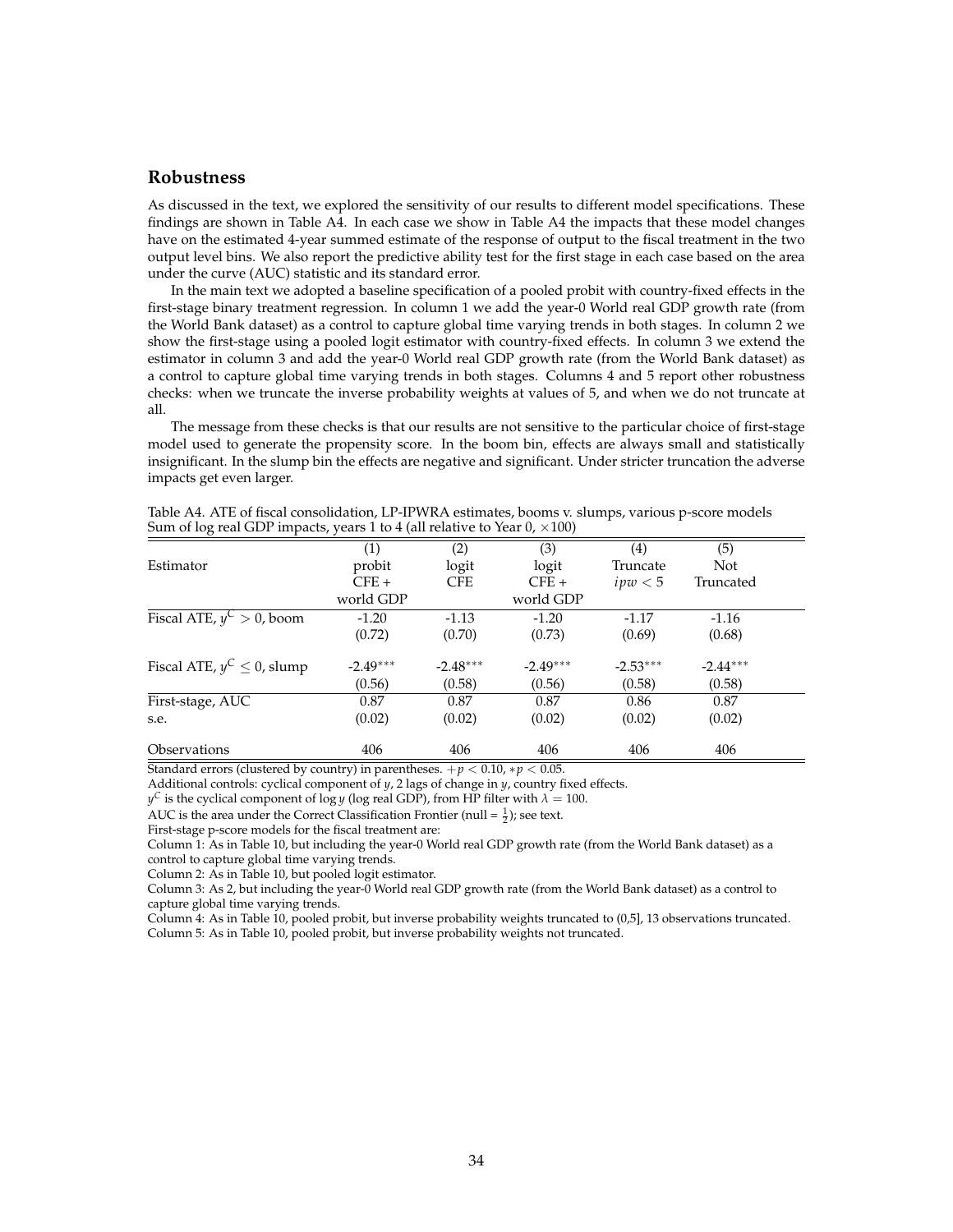## Robustness

As discussed in the text, we explored the sensitivity of our results to different model specifications. These findings are shown in Table A4. In each case we show in Table A4 the impacts that these model changes have on the estimated 4-year summed estimate of the response of output to the fiscal treatment in the two output level bins. We also report the predictive ability test for the first stage in each case based on the area under the curve (AUC) statistic and its standard error.

In the main text we adopted a baseline specification of a pooled probit with country-fixed effects in the first-stage binary treatment regression. In column 1 we add the year-0 World real GDP growth rate (from the World Bank dataset) as a control to capture global time varying trends in both stages. In column 2 we show the first-stage using a pooled logit estimator with country-fixed effects. In column 3 we extend the estimator in column 3 and add the year-0 World real GDP growth rate (from the World Bank dataset) as a control to capture global time varying trends in both stages. Columns 4 and 5 report other robustness checks: when we truncate the inverse probability weights at values of 5, and when we do not truncate at all.

The message from these checks is that our results are not sensitive to the particular choice of first-stage model used to generate the propensity score. In the boom bin, effects are always small and statistically insignificant. In the slump bin the effects are negative and significant. Under stricter truncation the adverse impacts get even larger.

Table A4. ATE of fiscal consolidation, LP-IPWRA estimates, booms v. slumps, various p-score models
Sum of log real GDP impacts, years 1 to 4 (all relative to Year 0, $\times 100$)

| | (1) | (2) | (3) | (4) | (5) |
|---|---|---|---|---|---|
| Estimator | probit CFE + world GDP | logit CFE | logit CFE + world GDP | Truncate $ipw < 5$ | Not Truncated |
| Fiscal ATE, $y^C > 0$, boom | -1.20 | -1.13 | -1.20 | -1.17 | -1.16 |
| | (0.72) | (0.70) | (0.73) | (0.69) | (0.68) |
| Fiscal ATE, $y^C \leq 0$, slump | -2.49$^{***}$ | -2.48$^{***}$ | -2.49$^{***}$ | -2.53$^{***}$ | -2.44$^{***}$ |
| | (0.56) | (0.58) | (0.56) | (0.58) | (0.58) |
| First-stage, AUC | 0.87 | 0.87 | 0.87 | 0.86 | 0.87 |
| s.e. | (0.02) | (0.02) | (0.02) | (0.02) | (0.02) |
| Observations | 406 | 406 | 406 | 406 | 406 |

Standard errors (clustered by country) in parentheses. $+p < 0.10$, $*p < 0.05$.
Additional controls: cyclical component of $y$, 2 lags of change in $y$, country fixed effects.
$y^C$ is the cyclical component of $\log y$ (log real GDP), from HP filter with $\lambda = 100$.
AUC is the area under the Correct Classification Frontier (null = $\frac{1}{2}$); see text.
First-stage p-score models for the fiscal treatment are:
Column 1: As in Table 10, but including the year-0 World real GDP growth rate (from the World Bank dataset) as a control to capture global time varying trends.
Column 2: As in Table 10, but pooled logit estimator.
Column 3: As 2, but including the year-0 World real GDP growth rate (from the World Bank dataset) as a control to capture global time varying trends.
Column 4: As in Table 10, pooled probit, but inverse probability weights truncated to (0,5], 13 observations truncated.
Column 5: As in Table 10, pooled probit, but inverse probability weights not truncated.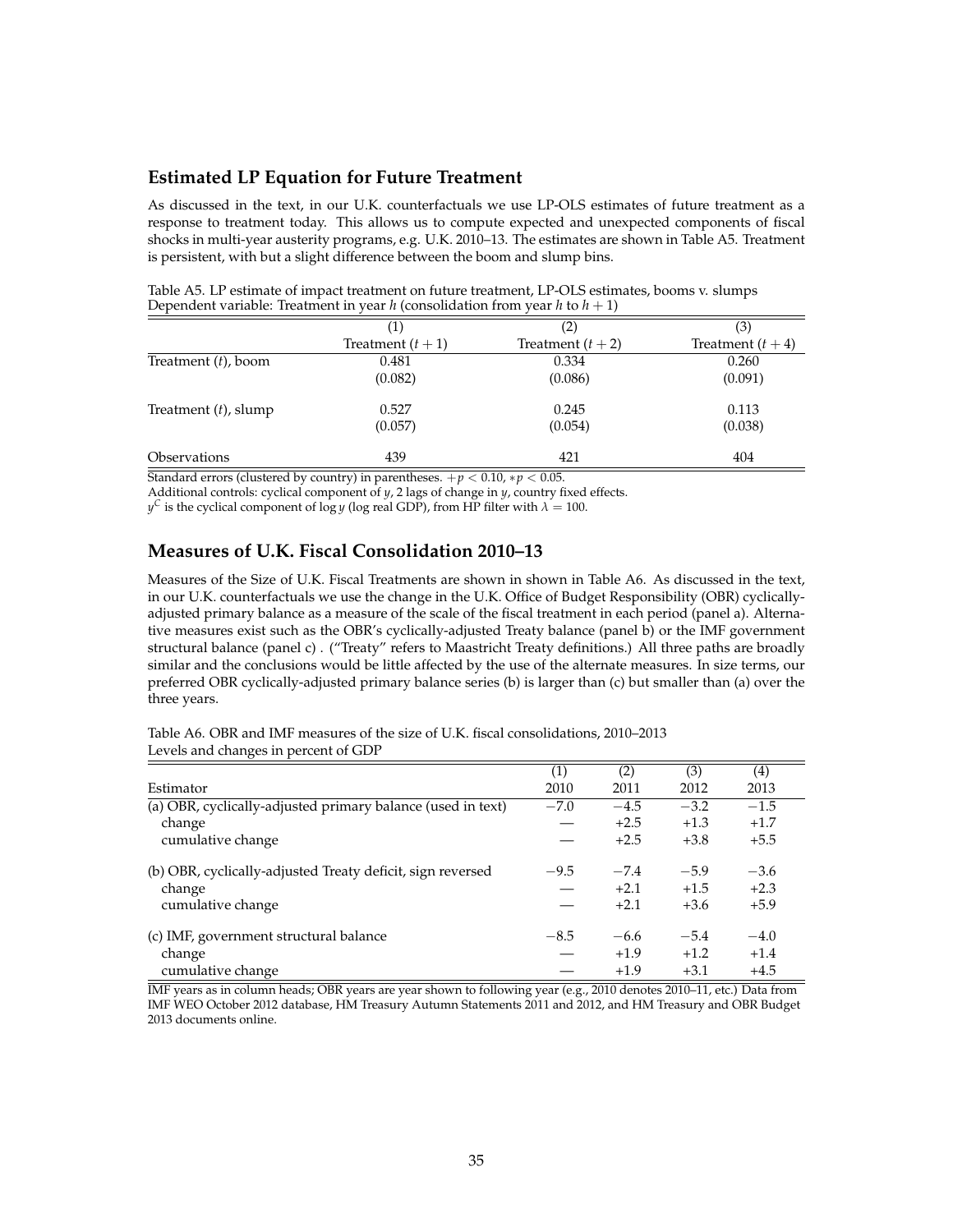## Estimated LP Equation for Future Treatment

As discussed in the text, in our U.K. counterfactuals we use LP-OLS estimates of future treatment as a response to treatment today. This allows us to compute expected and unexpected components of fiscal shocks in multi-year austerity programs, e.g. U.K. 2010–13. The estimates are shown in Table A5. Treatment is persistent, with but a slight difference between the boom and slump bins.

Table A5. LP estimate of impact treatment on future treatment, LP-OLS estimates, booms v. slumps
Dependent variable: Treatment in year $h$ (consolidation from year $h$ to $h+1$)

| | (1) | (2) | (3) |
|---|---|---|---|
| | Treatment $(t+1)$ | Treatment $(t+2)$ | Treatment $(t+4)$ |
| Treatment $(t)$, boom | 0.481 | 0.334 | 0.260 |
| | (0.082) | (0.086) | (0.091) |
| Treatment $(t)$, slump | 0.527 | 0.245 | 0.113 |
| | (0.057) | (0.054) | (0.038) |
| Observations | 439 | 421 | 404 |

Standard errors (clustered by country) in parentheses. $+p < 0.10$, $*p < 0.05$.
Additional controls: cyclical component of $y$, 2 lags of change in $y$, country fixed effects.
$y^C$ is the cyclical component of $\log y$ (log real GDP), from HP filter with $\lambda = 100$.

## Measures of U.K. Fiscal Consolidation 2010–13

Measures of the Size of U.K. Fiscal Treatments are shown in shown in Table A6. As discussed in the text, in our U.K. counterfactuals we use the change in the U.K. Office of Budget Responsibility (OBR) cyclically-adjusted primary balance as a measure of the scale of the fiscal treatment in each period (panel a). Alternative measures exist such as the OBR's cyclically-adjusted Treaty balance (panel b) or the IMF government structural balance (panel c) . ("Treaty" refers to Maastricht Treaty definitions.) All three paths are broadly similar and the conclusions would be little affected by the use of the alternate measures. In size terms, our preferred OBR cyclically-adjusted primary balance series (b) is larger than (c) but smaller than (a) over the three years.

Table A6. OBR and IMF measures of the size of U.K. fiscal consolidations, 2010–2013
Levels and changes in percent of GDP

| | (1) | (2) | (3) | (4) |
|---|---|---|---|---|
| Estimator | 2010 | 2011 | 2012 | 2013 |
| (a) OBR, cyclically-adjusted primary balance (used in text) | −7.0 | −4.5 | −3.2 | −1.5 |
| change | — | +2.5 | +1.3 | +1.7 |
| cumulative change | — | +2.5 | +3.8 | +5.5 |
| (b) OBR, cyclically-adjusted Treaty deficit, sign reversed | −9.5 | −7.4 | −5.9 | −3.6 |
| change | — | +2.1 | +1.5 | +2.3 |
| cumulative change | — | +2.1 | +3.6 | +5.9 |
| (c) IMF, government structural balance | −8.5 | −6.6 | −5.4 | −4.0 |
| change | — | +1.9 | +1.2 | +1.4 |
| cumulative change | — | +1.9 | +3.1 | +4.5 |

IMF years as in column heads; OBR years are year shown to following year (e.g., 2010 denotes 2010–11, etc.) Data from IMF WEO October 2012 database, HM Treasury Autumn Statements 2011 and 2012, and HM Treasury and OBR Budget 2013 documents online.